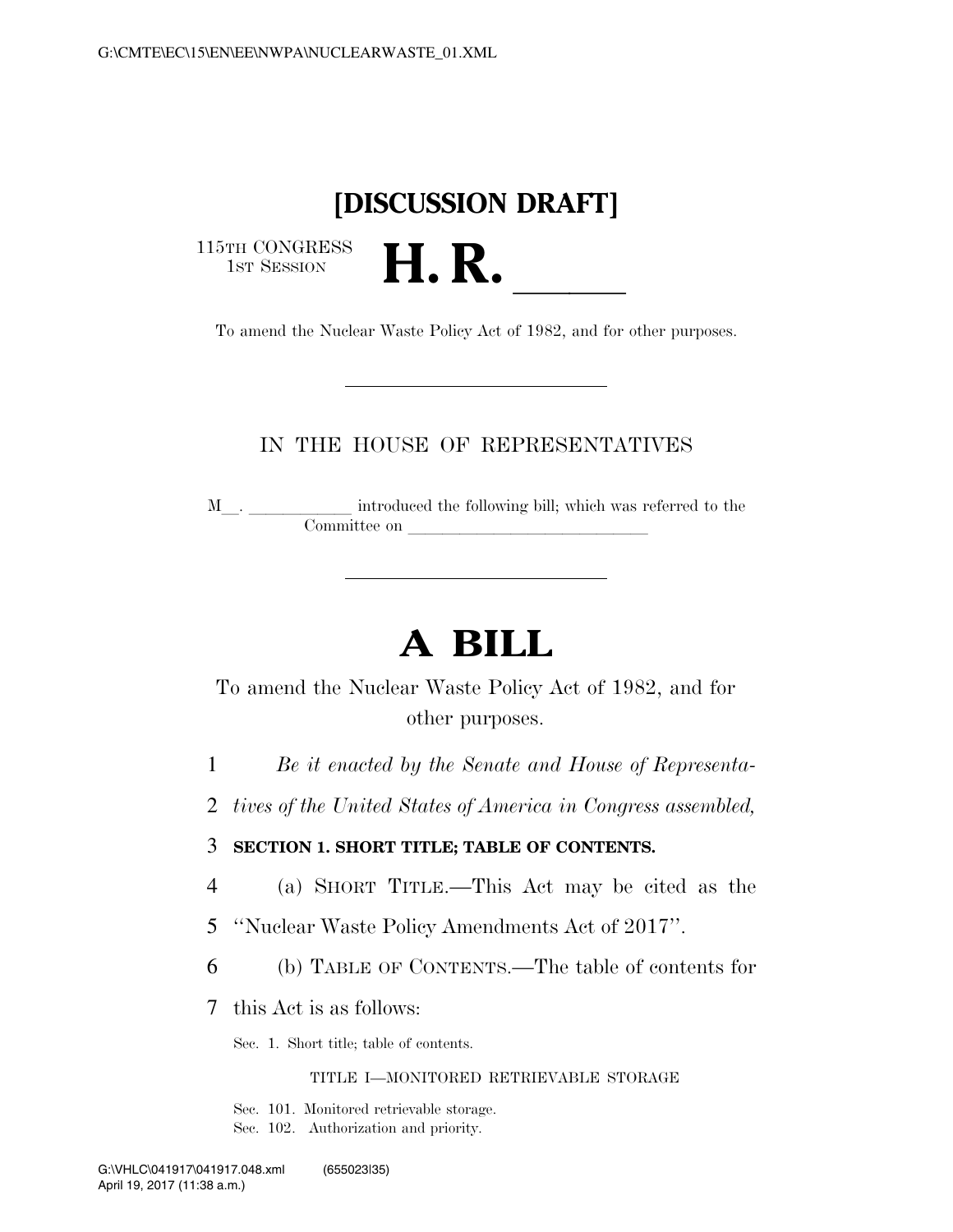**[DISCUSSION DRAFT]**

115TH CONGRESS
1ST SESSION

# H. R. \_\_\_\_\_

To amend the Nuclear Waste Policy Act of 1982, and for other purposes.

---

IN THE HOUSE OF REPRESENTATIVES

M\_\_. \_\_\_\_\_\_\_\_\_\_\_\_ introduced the following bill; which was referred to the Committee on \_\_\_\_\_\_\_\_\_\_\_\_\_\_\_\_\_\_\_\_\_\_\_\_\_\_\_\_\_\_

---

# A BILL

To amend the Nuclear Waste Policy Act of 1982, and for other purposes.

1 *Be it enacted by the Senate and House of Representa-*
2 *tives of the United States of America in Congress assembled,*

3 **SECTION 1. SHORT TITLE; TABLE OF CONTENTS.**

4 (a) SHORT TITLE.—This Act may be cited as the
5 ''Nuclear Waste Policy Amendments Act of 2017''.

6 (b) TABLE OF CONTENTS.—The table of contents for
7 this Act is as follows:

Sec. 1. Short title; table of contents.

TITLE I—MONITORED RETRIEVABLE STORAGE

Sec. 101. Monitored retrievable storage.
Sec. 102. Authorization and priority.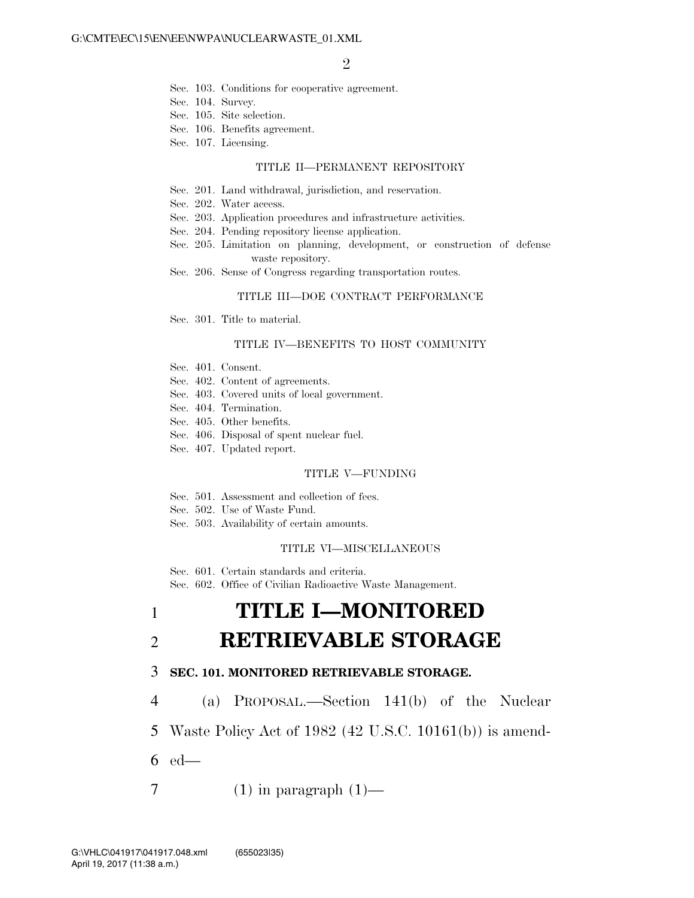Sec. 103. Conditions for cooperative agreement.
Sec. 104. Survey.
Sec. 105. Site selection.
Sec. 106. Benefits agreement.
Sec. 107. Licensing.

TITLE II—PERMANENT REPOSITORY

Sec. 201. Land withdrawal, jurisdiction, and reservation.
Sec. 202. Water access.
Sec. 203. Application procedures and infrastructure activities.
Sec. 204. Pending repository license application.
Sec. 205. Limitation on planning, development, or construction of defense waste repository.
Sec. 206. Sense of Congress regarding transportation routes.

TITLE III—DOE CONTRACT PERFORMANCE

Sec. 301. Title to material.

TITLE IV—BENEFITS TO HOST COMMUNITY

Sec. 401. Consent.
Sec. 402. Content of agreements.
Sec. 403. Covered units of local government.
Sec. 404. Termination.
Sec. 405. Other benefits.
Sec. 406. Disposal of spent nuclear fuel.
Sec. 407. Updated report.

TITLE V—FUNDING

Sec. 501. Assessment and collection of fees.
Sec. 502. Use of Waste Fund.
Sec. 503. Availability of certain amounts.

TITLE VI—MISCELLANEOUS

Sec. 601. Certain standards and criteria.
Sec. 602. Office of Civilian Radioactive Waste Management.

# TITLE I—MONITORED RETRIEVABLE STORAGE

### SEC. 101. MONITORED RETRIEVABLE STORAGE.

(a) PROPOSAL.—Section 141(b) of the Nuclear Waste Policy Act of 1982 (42 U.S.C. 10161(b)) is amended—

(1) in paragraph (1)—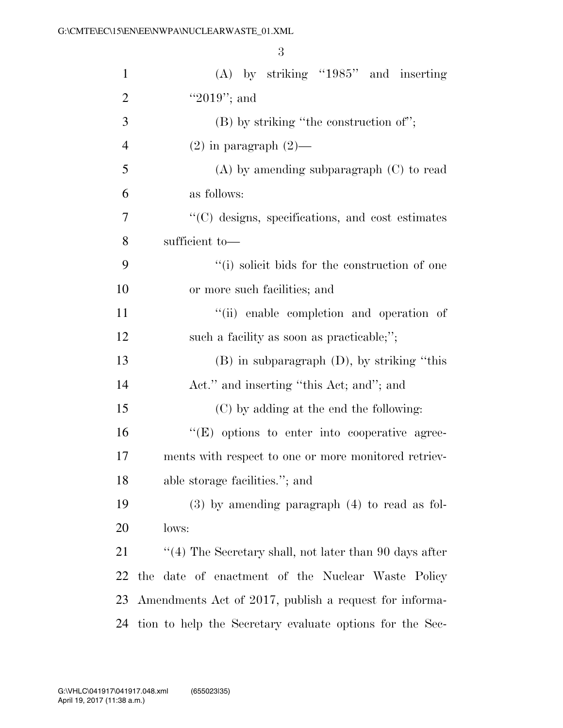(A) by striking "1985" and inserting "2019"; and

(B) by striking "the construction of";

(2) in paragraph (2)—

(A) by amending subparagraph (C) to read as follows:

"(C) designs, specifications, and cost estimates sufficient to—

"(i) solicit bids for the construction of one or more such facilities; and

"(ii) enable completion and operation of such a facility as soon as practicable;";

(B) in subparagraph (D), by striking "this Act." and inserting "this Act; and"; and

(C) by adding at the end the following:

"(E) options to enter into cooperative agreements with respect to one or more monitored retrievable storage facilities."; and

(3) by amending paragraph (4) to read as follows:

"(4) The Secretary shall, not later than 90 days after the date of enactment of the Nuclear Waste Policy Amendments Act of 2017, publish a request for information to help the Secretary evaluate options for the Sec-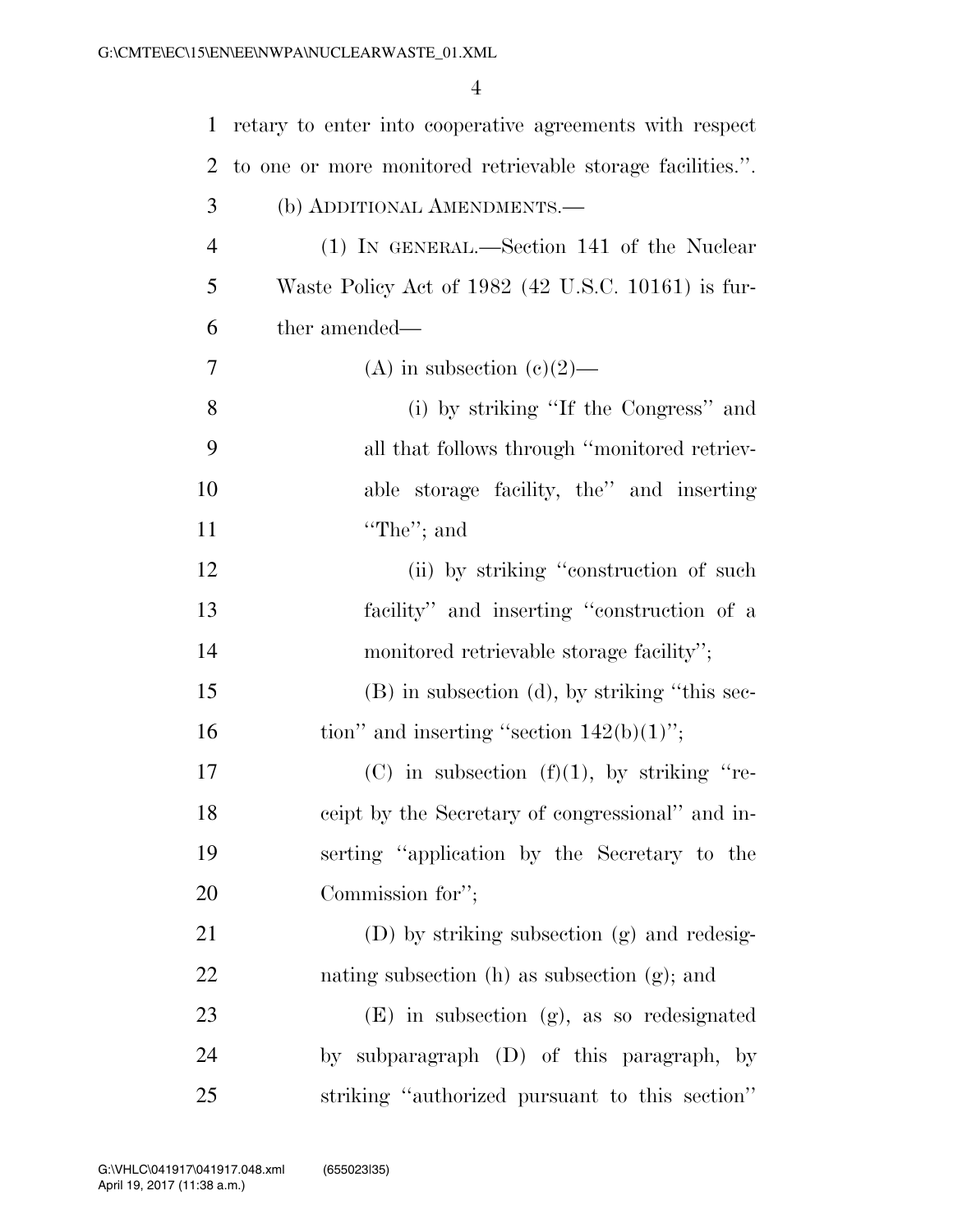retary to enter into cooperative agreements with respect to one or more monitored retrievable storage facilities.''.

(b) ADDITIONAL AMENDMENTS.—

(1) IN GENERAL.—Section 141 of the Nuclear Waste Policy Act of 1982 (42 U.S.C. 10161) is further amended—

(A) in subsection (c)(2)—

(i) by striking ''If the Congress'' and all that follows through ''monitored retrievable storage facility, the'' and inserting ''The''; and

(ii) by striking ''construction of such facility'' and inserting ''construction of a monitored retrievable storage facility'';

(B) in subsection (d), by striking ''this section'' and inserting ''section 142(b)(1)'';

(C) in subsection (f)(1), by striking ''receipt by the Secretary of congressional'' and inserting ''application by the Secretary to the Commission for'';

(D) by striking subsection (g) and redesignating subsection (h) as subsection (g); and

(E) in subsection (g), as so redesignated by subparagraph (D) of this paragraph, by striking ''authorized pursuant to this section''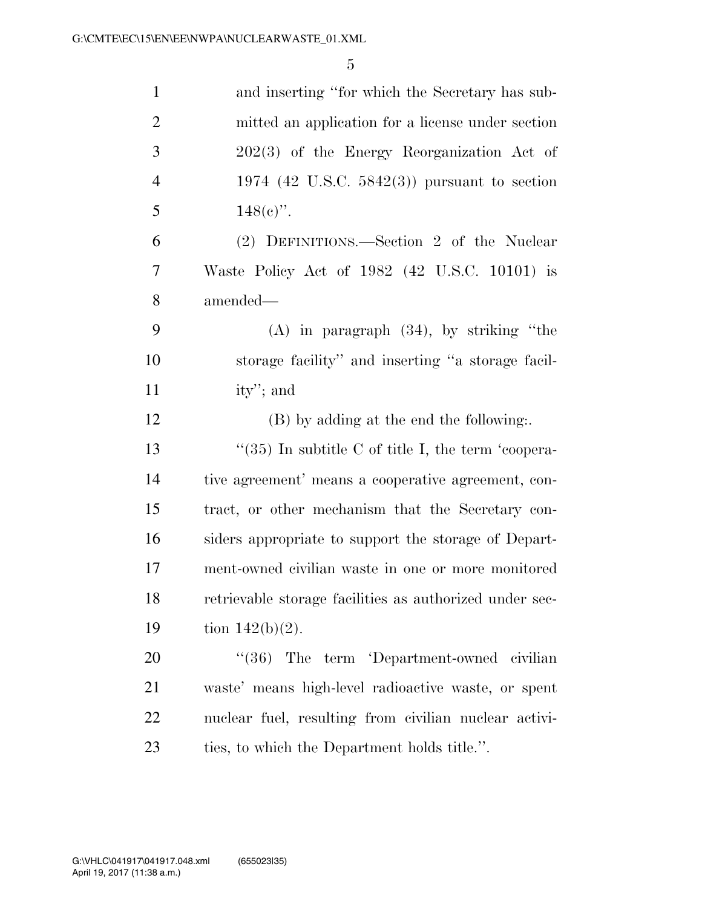and inserting "for which the Secretary has submitted an application for a license under section 202(3) of the Energy Reorganization Act of 1974 (42 U.S.C. 5842(3)) pursuant to section 148(c)".

(2) DEFINITIONS.—Section 2 of the Nuclear Waste Policy Act of 1982 (42 U.S.C. 10101) is amended—

(A) in paragraph (34), by striking "the storage facility" and inserting "a storage facility"; and

(B) by adding at the end the following:.

"(35) In subtitle C of title I, the term 'cooperative agreement' means a cooperative agreement, contract, or other mechanism that the Secretary considers appropriate to support the storage of Department-owned civilian waste in one or more monitored retrievable storage facilities as authorized under section 142(b)(2).

"(36) The term 'Department-owned civilian waste' means high-level radioactive waste, or spent nuclear fuel, resulting from civilian nuclear activities, to which the Department holds title.".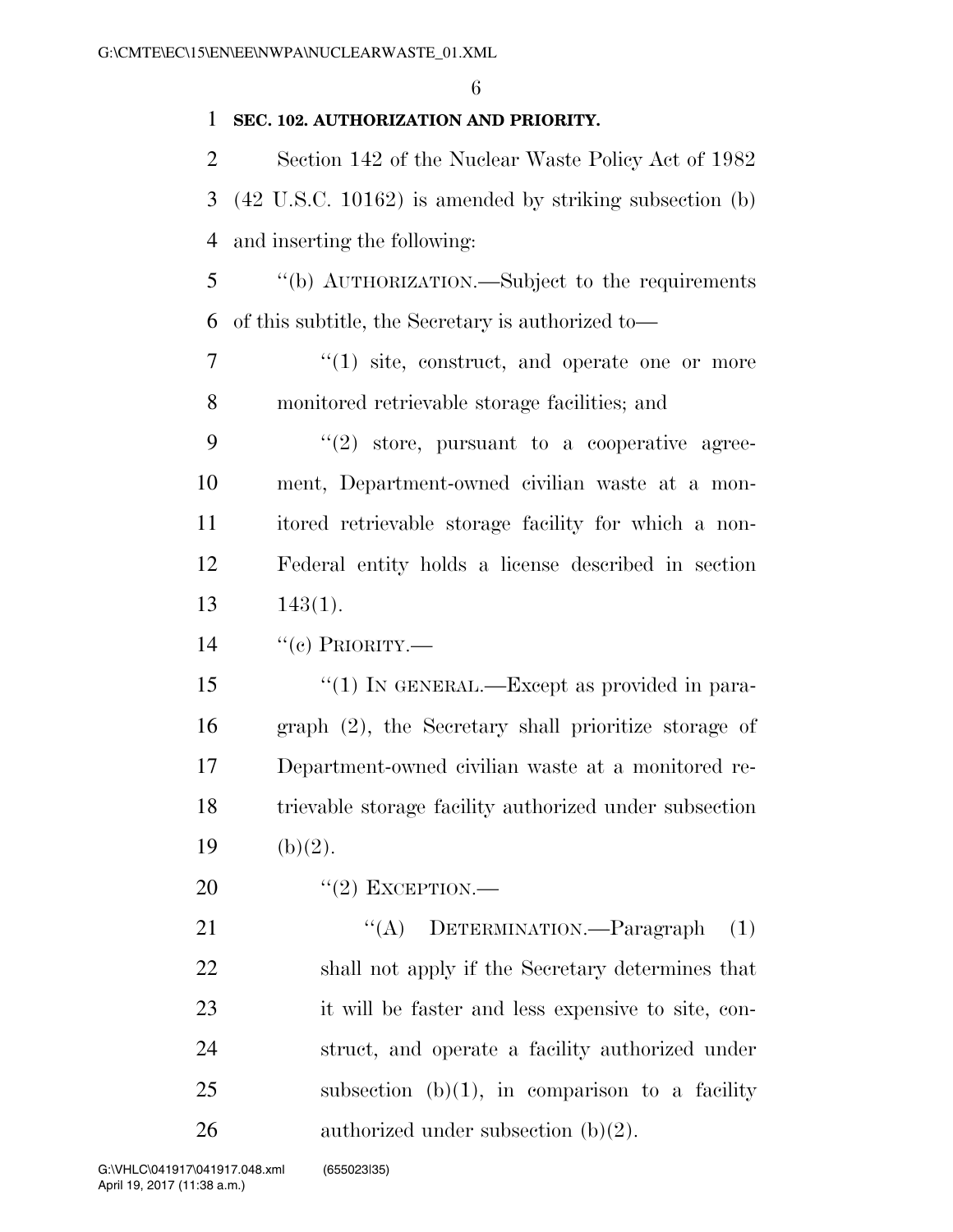**SEC. 102. AUTHORIZATION AND PRIORITY.**

Section 142 of the Nuclear Waste Policy Act of 1982 (42 U.S.C. 10162) is amended by striking subsection (b) and inserting the following:

"(b) AUTHORIZATION.—Subject to the requirements of this subtitle, the Secretary is authorized to—

"(1) site, construct, and operate one or more monitored retrievable storage facilities; and

"(2) store, pursuant to a cooperative agreement, Department-owned civilian waste at a monitored retrievable storage facility for which a non-Federal entity holds a license described in section 143(1).

"(c) PRIORITY.—

"(1) IN GENERAL.—Except as provided in paragraph (2), the Secretary shall prioritize storage of Department-owned civilian waste at a monitored retrievable storage facility authorized under subsection (b)(2).

"(2) EXCEPTION.—

"(A) DETERMINATION.—Paragraph (1) shall not apply if the Secretary determines that it will be faster and less expensive to site, construct, and operate a facility authorized under subsection (b)(1), in comparison to a facility authorized under subsection (b)(2).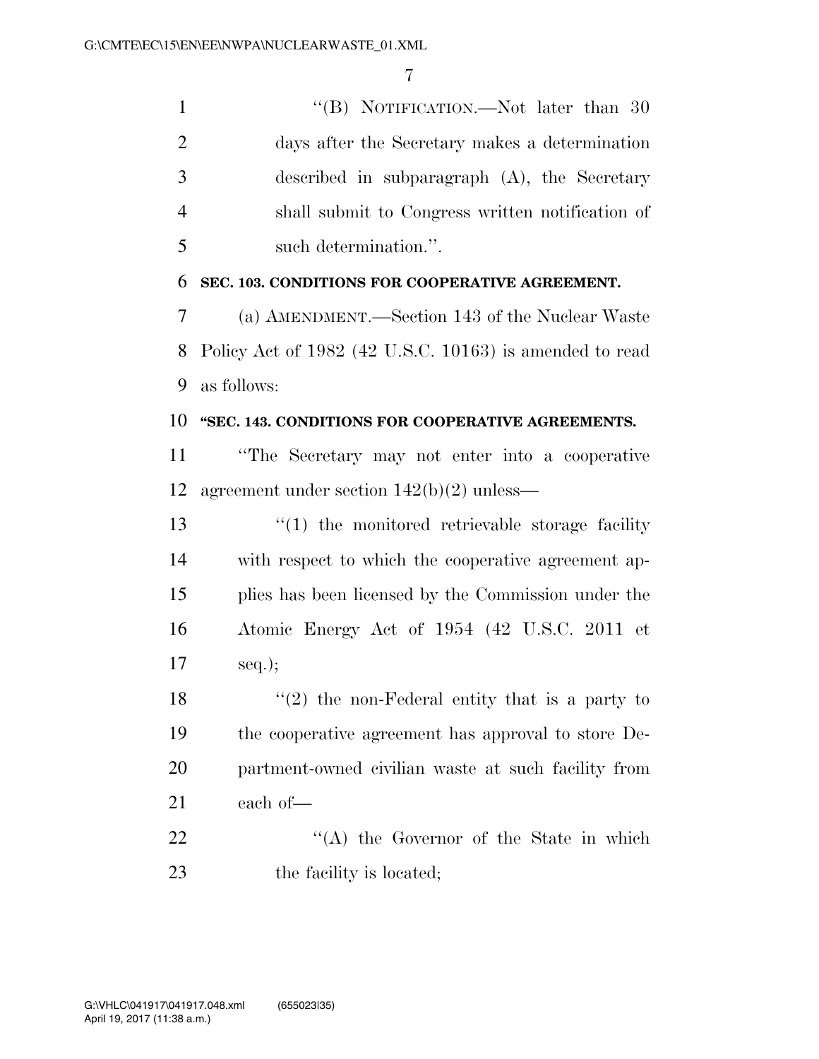"(B) NOTIFICATION.—Not later than 30 days after the Secretary makes a determination described in subparagraph (A), the Secretary shall submit to Congress written notification of such determination.".

**SEC. 103. CONDITIONS FOR COOPERATIVE AGREEMENT.**

(a) AMENDMENT.—Section 143 of the Nuclear Waste Policy Act of 1982 (42 U.S.C. 10163) is amended to read as follows:

**"SEC. 143. CONDITIONS FOR COOPERATIVE AGREEMENTS.**

"The Secretary may not enter into a cooperative agreement under section 142(b)(2) unless—

"(1) the monitored retrievable storage facility with respect to which the cooperative agreement applies has been licensed by the Commission under the Atomic Energy Act of 1954 (42 U.S.C. 2011 et seq.);

"(2) the non-Federal entity that is a party to the cooperative agreement has approval to store Department-owned civilian waste at such facility from each of—

"(A) the Governor of the State in which the facility is located;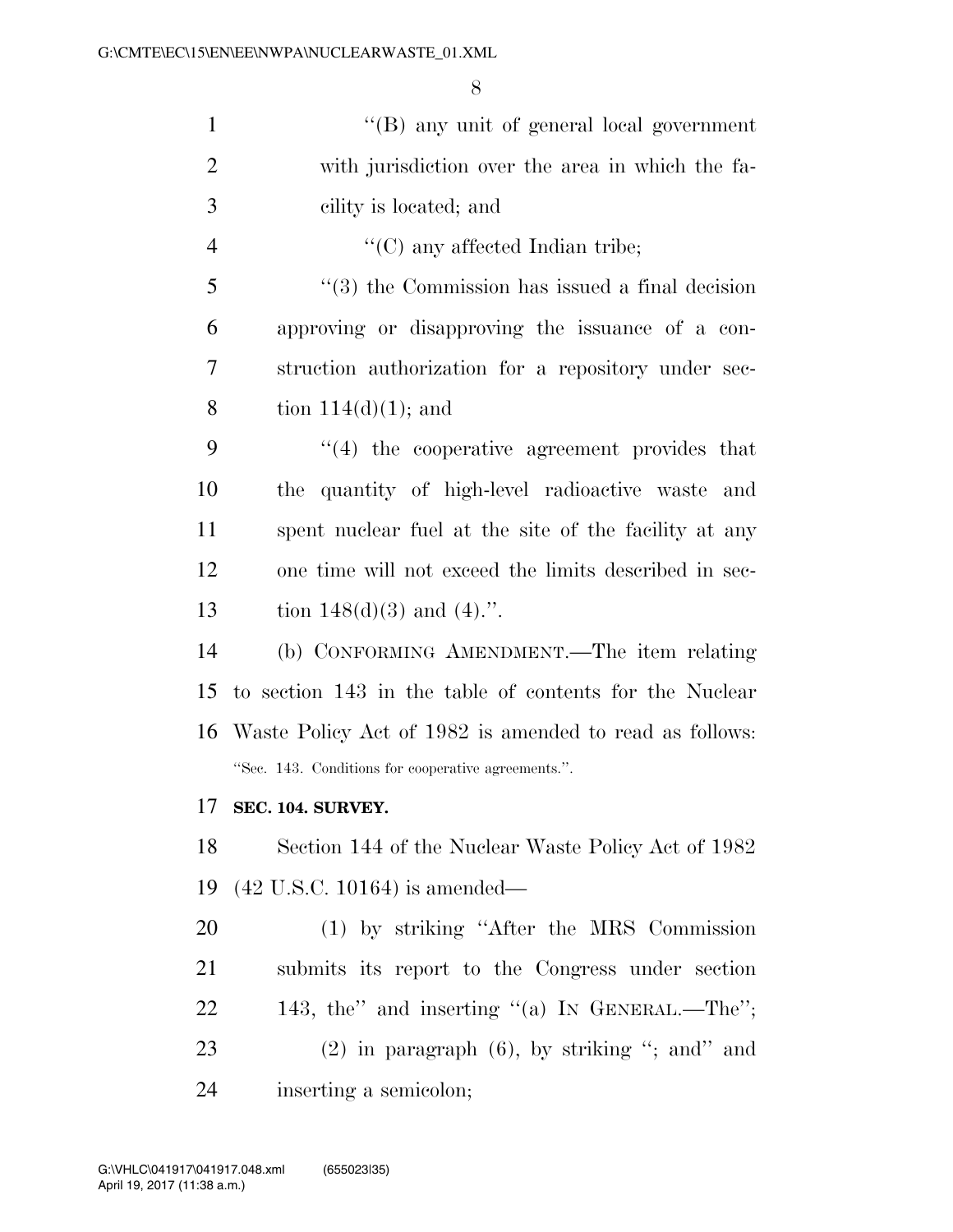''(B) any unit of general local government with jurisdiction over the area in which the facility is located; and

''(C) any affected Indian tribe;

''(3) the Commission has issued a final decision approving or disapproving the issuance of a construction authorization for a repository under section 114(d)(1); and

''(4) the cooperative agreement provides that the quantity of high-level radioactive waste and spent nuclear fuel at the site of the facility at any one time will not exceed the limits described in section 148(d)(3) and (4).''.

(b) CONFORMING AMENDMENT.—The item relating to section 143 in the table of contents for the Nuclear Waste Policy Act of 1982 is amended to read as follows:

''Sec. 143. Conditions for cooperative agreements.''.

**SEC. 104. SURVEY.**

Section 144 of the Nuclear Waste Policy Act of 1982 (42 U.S.C. 10164) is amended—

(1) by striking ''After the MRS Commission submits its report to the Congress under section 143, the'' and inserting ''(a) IN GENERAL.—The'';

(2) in paragraph (6), by striking ''; and'' and inserting a semicolon;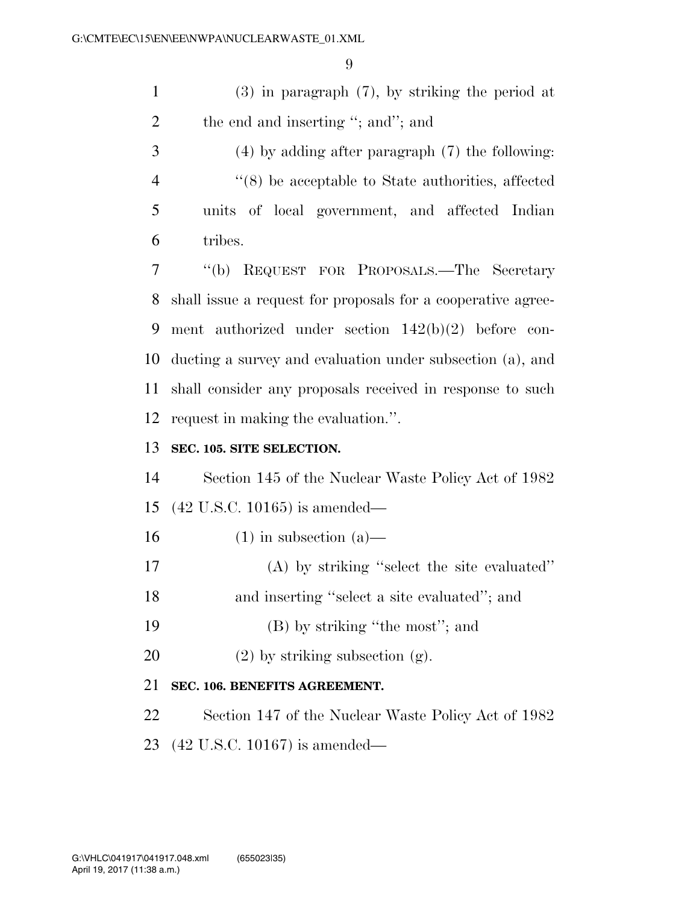(3) in paragraph (7), by striking the period at the end and inserting ''; and''; and

(4) by adding after paragraph (7) the following:

''(8) be acceptable to State authorities, affected units of local government, and affected Indian tribes.

''(b) REQUEST FOR PROPOSALS.—The Secretary shall issue a request for proposals for a cooperative agreement authorized under section 142(b)(2) before conducting a survey and evaluation under subsection (a), and shall consider any proposals received in response to such request in making the evaluation.''.

**SEC. 105. SITE SELECTION.**

Section 145 of the Nuclear Waste Policy Act of 1982 (42 U.S.C. 10165) is amended—

(1) in subsection (a)—

(A) by striking ''select the site evaluated'' and inserting ''select a site evaluated''; and

(B) by striking ''the most''; and

(2) by striking subsection (g).

**SEC. 106. BENEFITS AGREEMENT.**

Section 147 of the Nuclear Waste Policy Act of 1982 (42 U.S.C. 10167) is amended—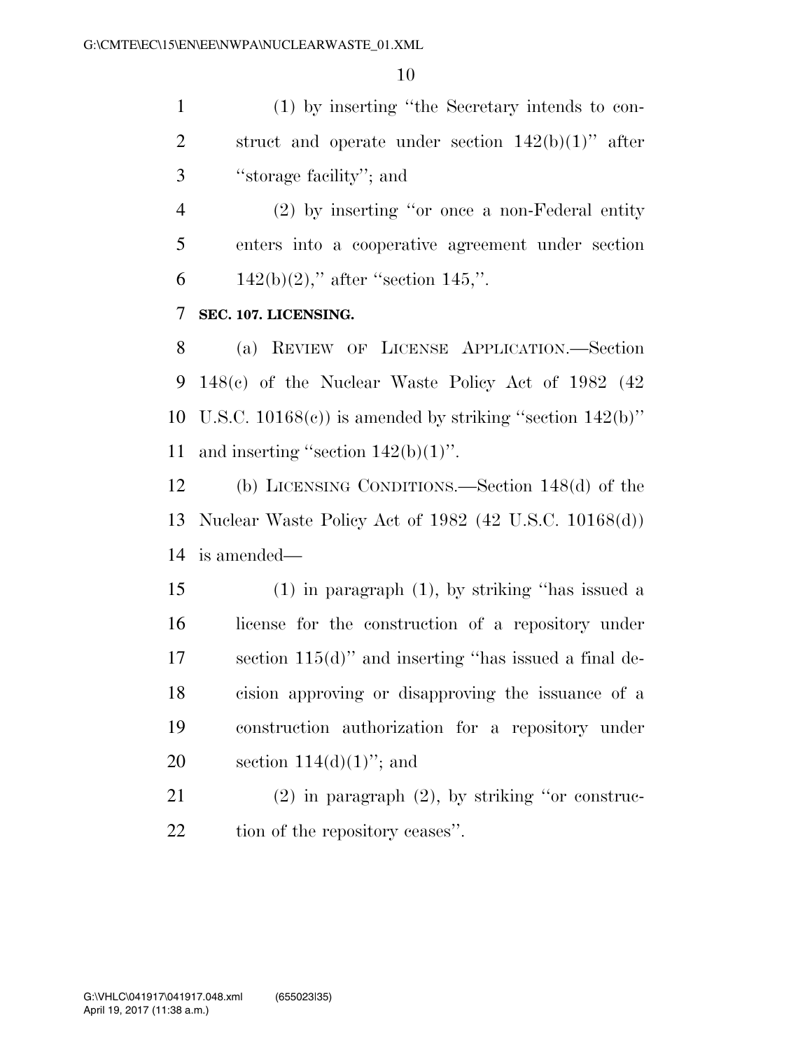(1) by inserting ''the Secretary intends to construct and operate under section 142(b)(1)'' after ''storage facility''; and

(2) by inserting ''or once a non-Federal entity enters into a cooperative agreement under section 142(b)(2),'' after ''section 145,''.

**SEC. 107. LICENSING.**

(a) REVIEW OF LICENSE APPLICATION.—Section 148(c) of the Nuclear Waste Policy Act of 1982 (42 U.S.C. 10168(c)) is amended by striking ''section 142(b)'' and inserting ''section 142(b)(1)''.

(b) LICENSING CONDITIONS.—Section 148(d) of the Nuclear Waste Policy Act of 1982 (42 U.S.C. 10168(d)) is amended—

(1) in paragraph (1), by striking ''has issued a license for the construction of a repository under section 115(d)'' and inserting ''has issued a final decision approving or disapproving the issuance of a construction authorization for a repository under section 114(d)(1)''; and

(2) in paragraph (2), by striking ''or construction of the repository ceases''.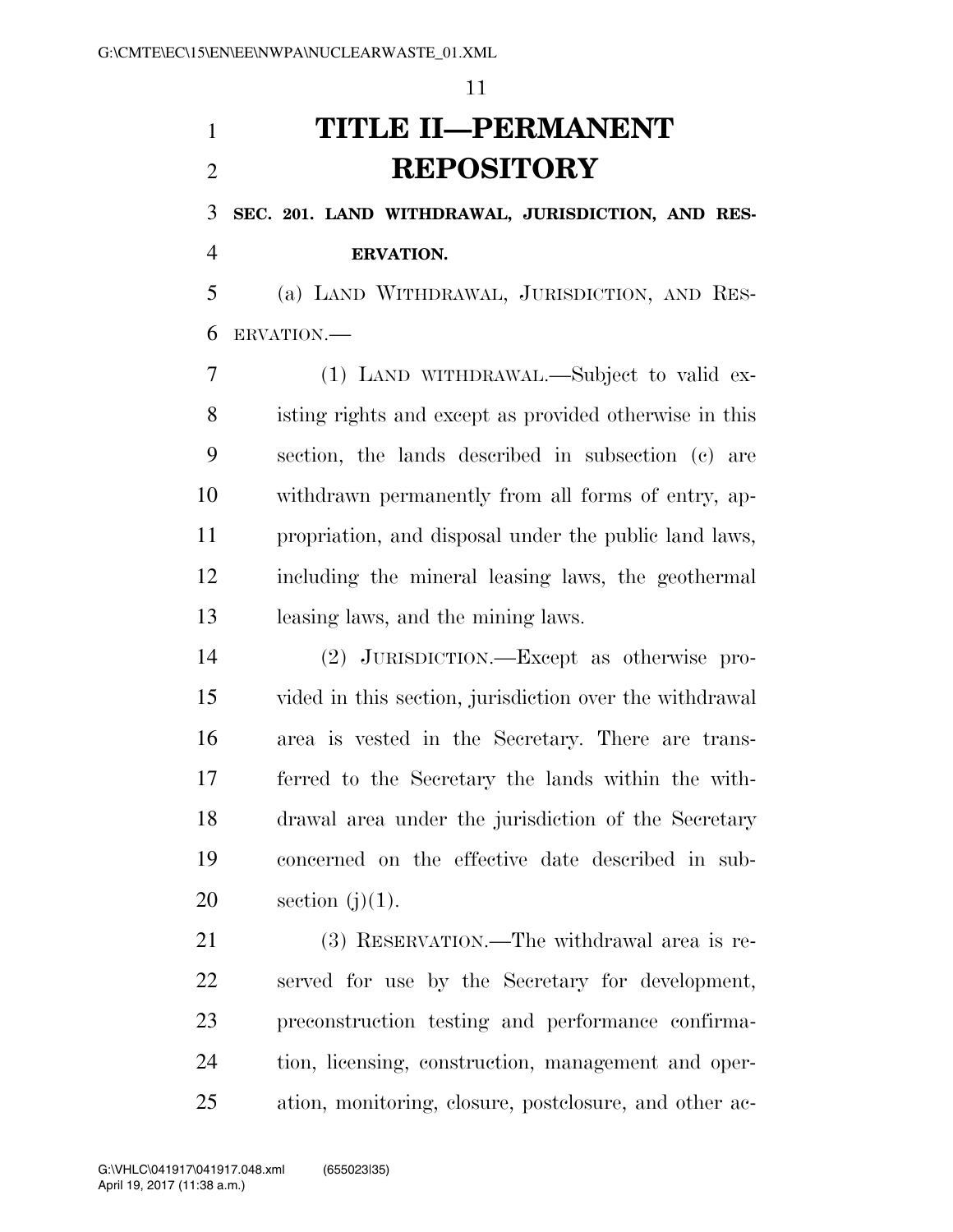# TITLE II—PERMANENT REPOSITORY

## SEC. 201. LAND WITHDRAWAL, JURISDICTION, AND RESERVATION.

(a) LAND WITHDRAWAL, JURISDICTION, AND RESERVATION.—

(1) LAND WITHDRAWAL.—Subject to valid existing rights and except as provided otherwise in this section, the lands described in subsection (c) are withdrawn permanently from all forms of entry, appropriation, and disposal under the public land laws, including the mineral leasing laws, the geothermal leasing laws, and the mining laws.

(2) JURISDICTION.—Except as otherwise provided in this section, jurisdiction over the withdrawal area is vested in the Secretary. There are transferred to the Secretary the lands within the withdrawal area under the jurisdiction of the Secretary concerned on the effective date described in subsection (j)(1).

(3) RESERVATION.—The withdrawal area is reserved for use by the Secretary for development, preconstruction testing and performance confirmation, licensing, construction, management and operation, monitoring, closure, postclosure, and other ac-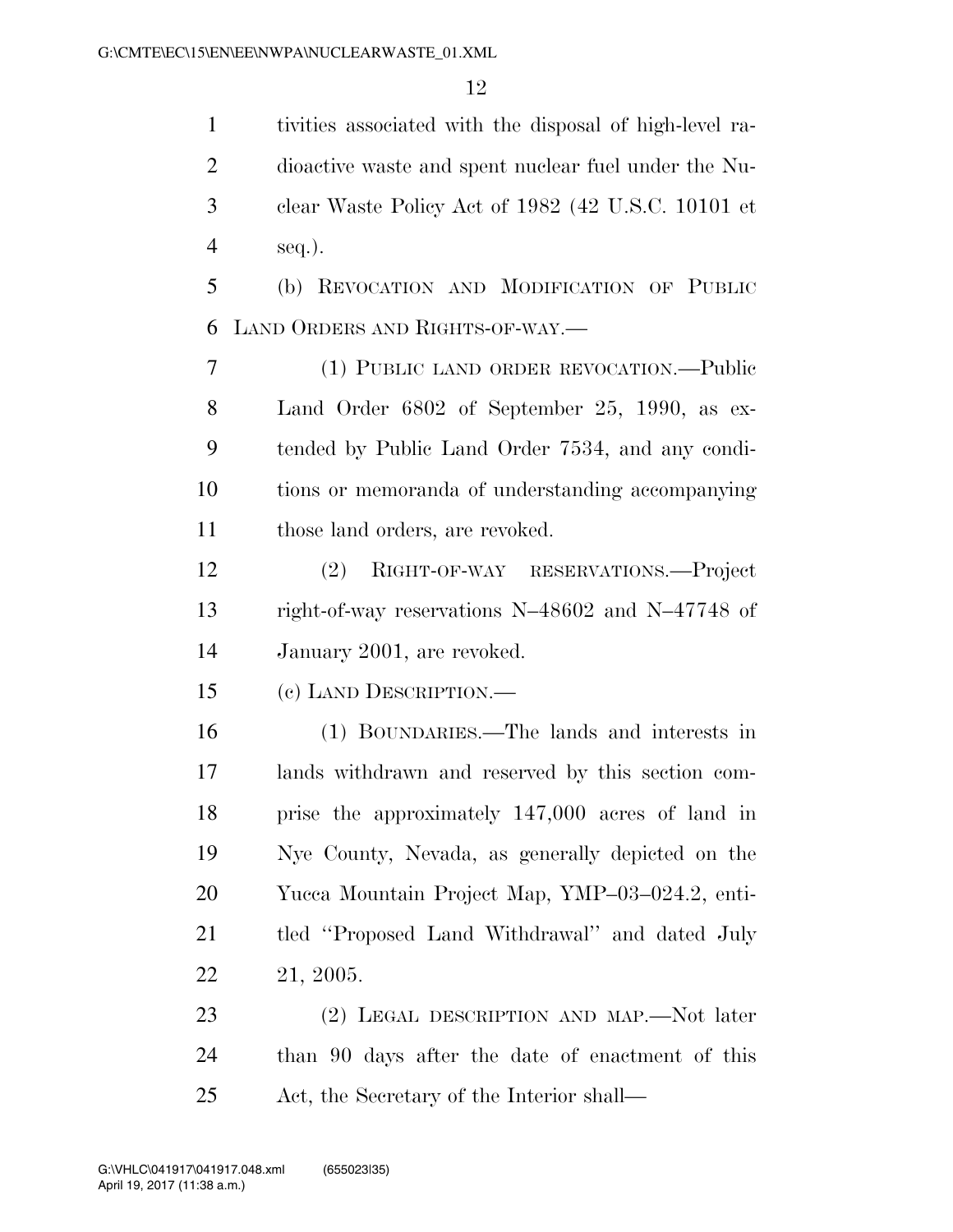tivities associated with the disposal of high-level radioactive waste and spent nuclear fuel under the Nuclear Waste Policy Act of 1982 (42 U.S.C. 10101 et seq.).

(b) REVOCATION AND MODIFICATION OF PUBLIC LAND ORDERS AND RIGHTS-OF-WAY.—

(1) PUBLIC LAND ORDER REVOCATION.—Public Land Order 6802 of September 25, 1990, as extended by Public Land Order 7534, and any conditions or memoranda of understanding accompanying those land orders, are revoked.

(2) RIGHT-OF-WAY RESERVATIONS.—Project right-of-way reservations N–48602 and N–47748 of January 2001, are revoked.

(c) LAND DESCRIPTION.—

(1) BOUNDARIES.—The lands and interests in lands withdrawn and reserved by this section comprise the approximately 147,000 acres of land in Nye County, Nevada, as generally depicted on the Yucca Mountain Project Map, YMP–03–024.2, entitled ''Proposed Land Withdrawal'' and dated July 21, 2005.

(2) LEGAL DESCRIPTION AND MAP.—Not later than 90 days after the date of enactment of this Act, the Secretary of the Interior shall—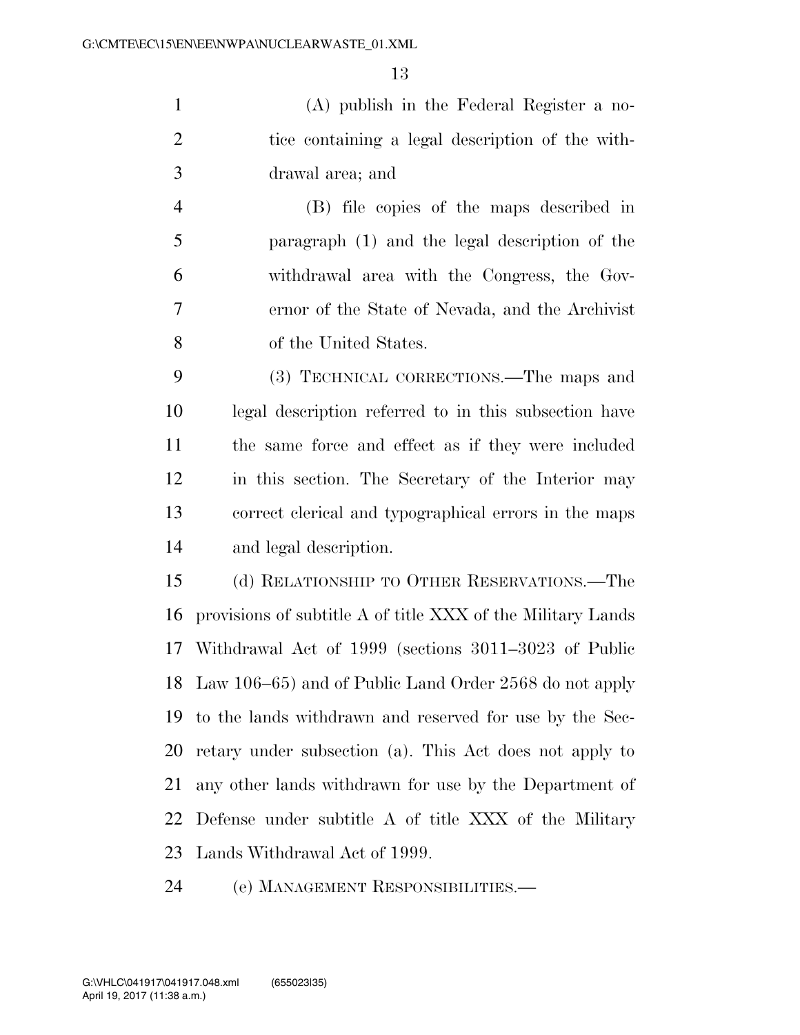(A) publish in the Federal Register a notice containing a legal description of the withdrawal area; and

(B) file copies of the maps described in paragraph (1) and the legal description of the withdrawal area with the Congress, the Governor of the State of Nevada, and the Archivist of the United States.

(3) TECHNICAL CORRECTIONS.—The maps and legal description referred to in this subsection have the same force and effect as if they were included in this section. The Secretary of the Interior may correct clerical and typographical errors in the maps and legal description.

(d) RELATIONSHIP TO OTHER RESERVATIONS.—The provisions of subtitle A of title XXX of the Military Lands Withdrawal Act of 1999 (sections 3011–3023 of Public Law 106–65) and of Public Land Order 2568 do not apply to the lands withdrawn and reserved for use by the Secretary under subsection (a). This Act does not apply to any other lands withdrawn for use by the Department of Defense under subtitle A of title XXX of the Military Lands Withdrawal Act of 1999.

(e) MANAGEMENT RESPONSIBILITIES.—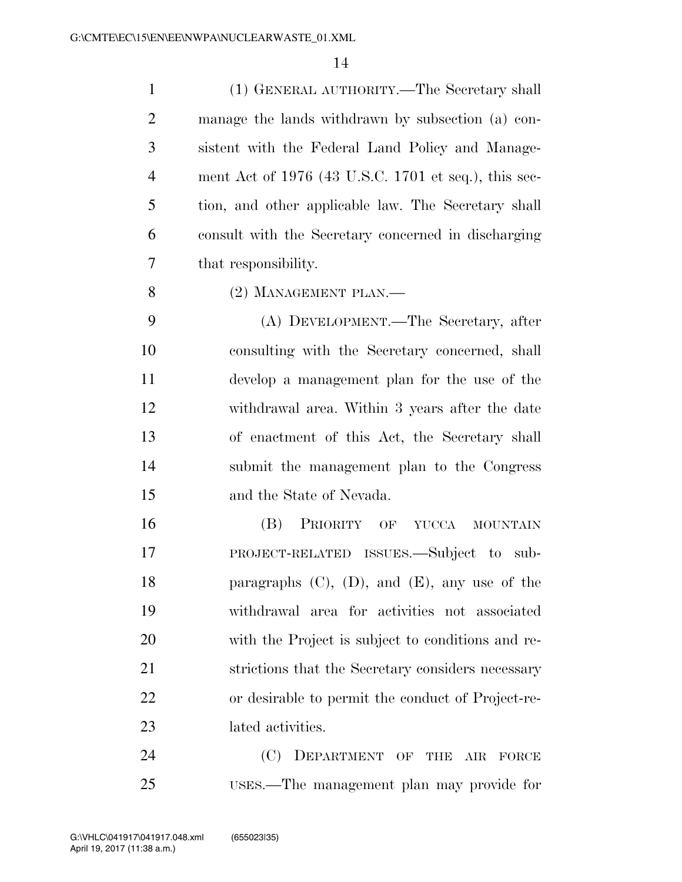(1) GENERAL AUTHORITY.—The Secretary shall manage the lands withdrawn by subsection (a) consistent with the Federal Land Policy and Management Act of 1976 (43 U.S.C. 1701 et seq.), this section, and other applicable law. The Secretary shall consult with the Secretary concerned in discharging that responsibility.

(2) MANAGEMENT PLAN.—

(A) DEVELOPMENT.—The Secretary, after consulting with the Secretary concerned, shall develop a management plan for the use of the withdrawal area. Within 3 years after the date of enactment of this Act, the Secretary shall submit the management plan to the Congress and the State of Nevada.

(B) PRIORITY OF YUCCA MOUNTAIN PROJECT-RELATED ISSUES.—Subject to subparagraphs (C), (D), and (E), any use of the withdrawal area for activities not associated with the Project is subject to conditions and restrictions that the Secretary considers necessary or desirable to permit the conduct of Project-related activities.

(C) DEPARTMENT OF THE AIR FORCE USES.—The management plan may provide for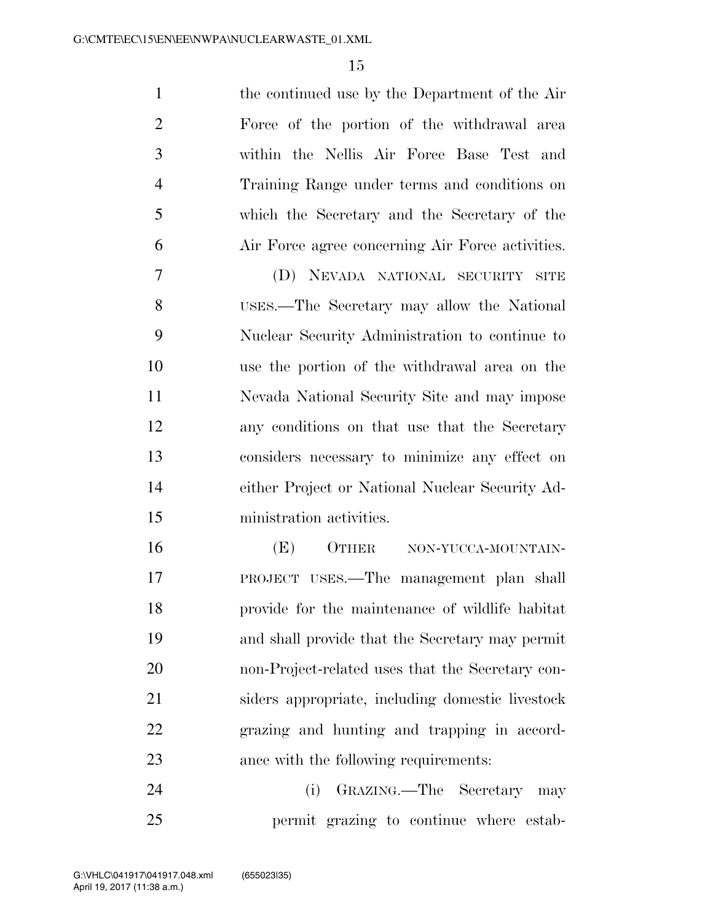the continued use by the Department of the Air Force of the portion of the withdrawal area within the Nellis Air Force Base Test and Training Range under terms and conditions on which the Secretary and the Secretary of the Air Force agree concerning Air Force activities.

(D) NEVADA NATIONAL SECURITY SITE USES.—The Secretary may allow the National Nuclear Security Administration to continue to use the portion of the withdrawal area on the Nevada National Security Site and may impose any conditions on that use that the Secretary considers necessary to minimize any effect on either Project or National Nuclear Security Administration activities.

(E) OTHER NON-YUCCA-MOUNTAIN-PROJECT USES.—The management plan shall provide for the maintenance of wildlife habitat and shall provide that the Secretary may permit non-Project-related uses that the Secretary considers appropriate, including domestic livestock grazing and hunting and trapping in accordance with the following requirements:

(i) GRAZING.—The Secretary may permit grazing to continue where estab-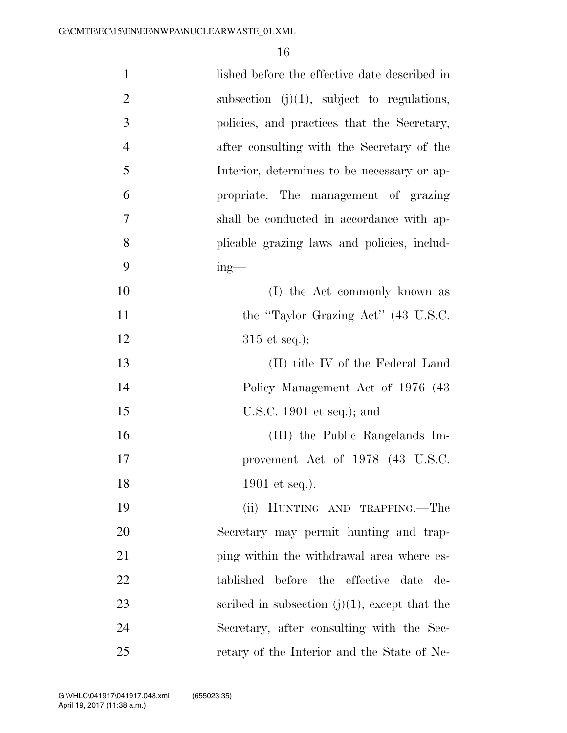lished before the effective date described in subsection (j)(1), subject to regulations, policies, and practices that the Secretary, after consulting with the Secretary of the Interior, determines to be necessary or appropriate. The management of grazing shall be conducted in accordance with applicable grazing laws and policies, including—

(I) the Act commonly known as the "Taylor Grazing Act" (43 U.S.C. 315 et seq.);

(II) title IV of the Federal Land Policy Management Act of 1976 (43 U.S.C. 1901 et seq.); and

(III) the Public Rangelands Improvement Act of 1978 (43 U.S.C. 1901 et seq.).

(ii) HUNTING AND TRAPPING.—The Secretary may permit hunting and trapping within the withdrawal area where established before the effective date described in subsection (j)(1), except that the Secretary, after consulting with the Secretary of the Interior and the State of Ne-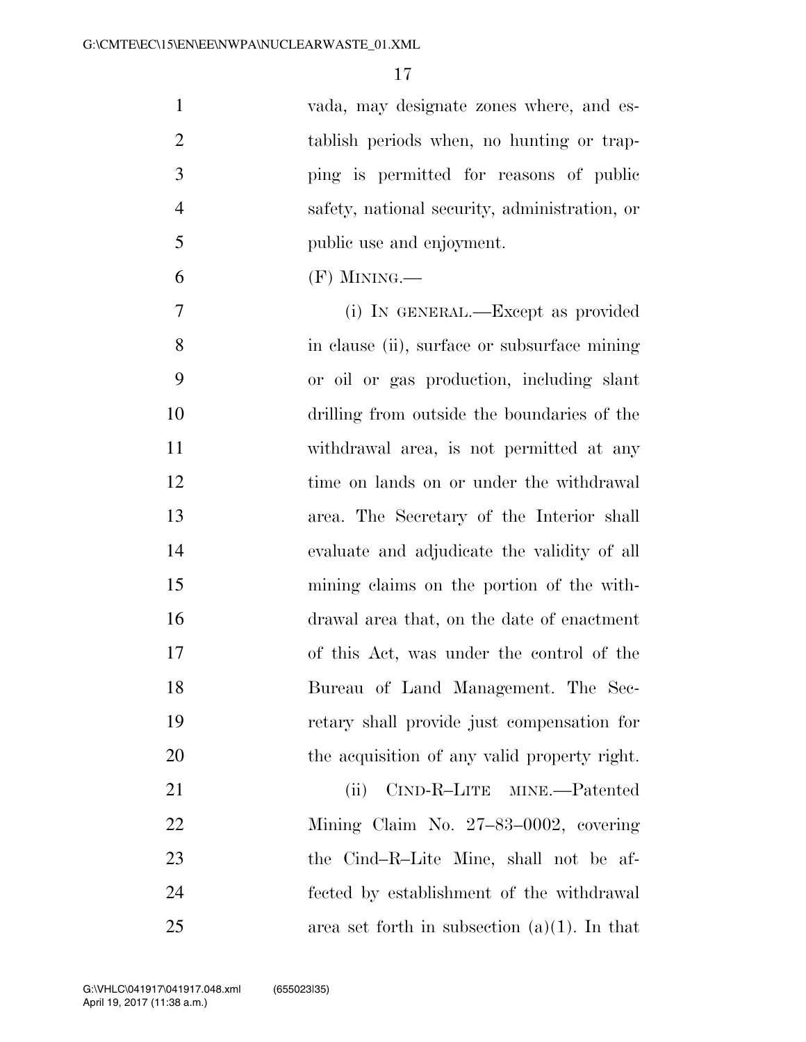vada, may designate zones where, and establish periods when, no hunting or trapping is permitted for reasons of public safety, national security, administration, or public use and enjoyment.

(F) MINING.—

(i) IN GENERAL.—Except as provided in clause (ii), surface or subsurface mining or oil or gas production, including slant drilling from outside the boundaries of the withdrawal area, is not permitted at any time on lands on or under the withdrawal area. The Secretary of the Interior shall evaluate and adjudicate the validity of all mining claims on the portion of the withdrawal area that, on the date of enactment of this Act, was under the control of the Bureau of Land Management. The Secretary shall provide just compensation for the acquisition of any valid property right.

(ii) CIND-R–LITE MINE.—Patented Mining Claim No. 27–83–0002, covering the Cind–R–Lite Mine, shall not be affected by establishment of the withdrawal area set forth in subsection (a)(1). In that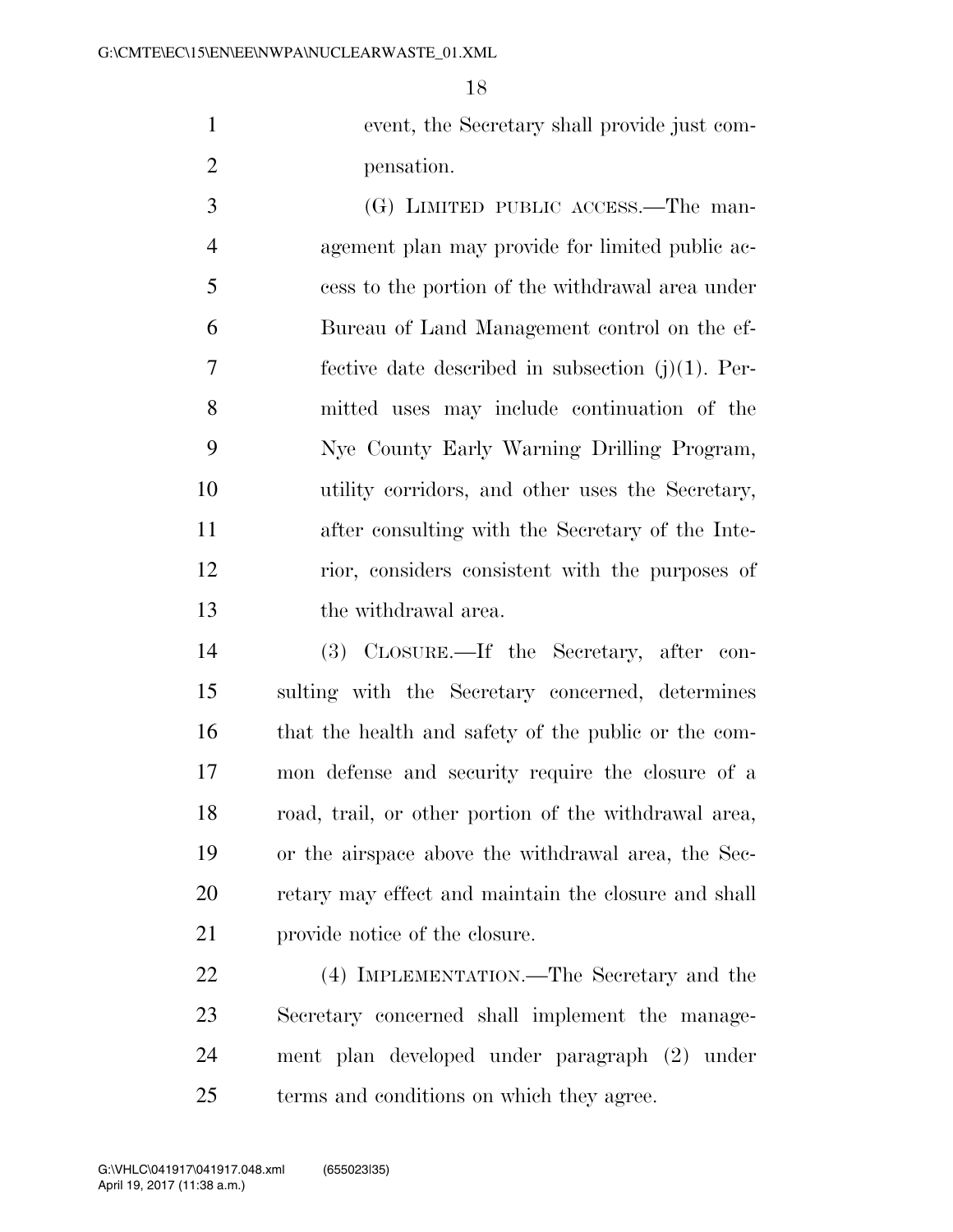event, the Secretary shall provide just compensation.

(G) LIMITED PUBLIC ACCESS.—The management plan may provide for limited public access to the portion of the withdrawal area under Bureau of Land Management control on the effective date described in subsection (j)(1). Permitted uses may include continuation of the Nye County Early Warning Drilling Program, utility corridors, and other uses the Secretary, after consulting with the Secretary of the Interior, considers consistent with the purposes of the withdrawal area.

(3) CLOSURE.—If the Secretary, after consulting with the Secretary concerned, determines that the health and safety of the public or the common defense and security require the closure of a road, trail, or other portion of the withdrawal area, or the airspace above the withdrawal area, the Secretary may effect and maintain the closure and shall provide notice of the closure.

(4) IMPLEMENTATION.—The Secretary and the Secretary concerned shall implement the management plan developed under paragraph (2) under terms and conditions on which they agree.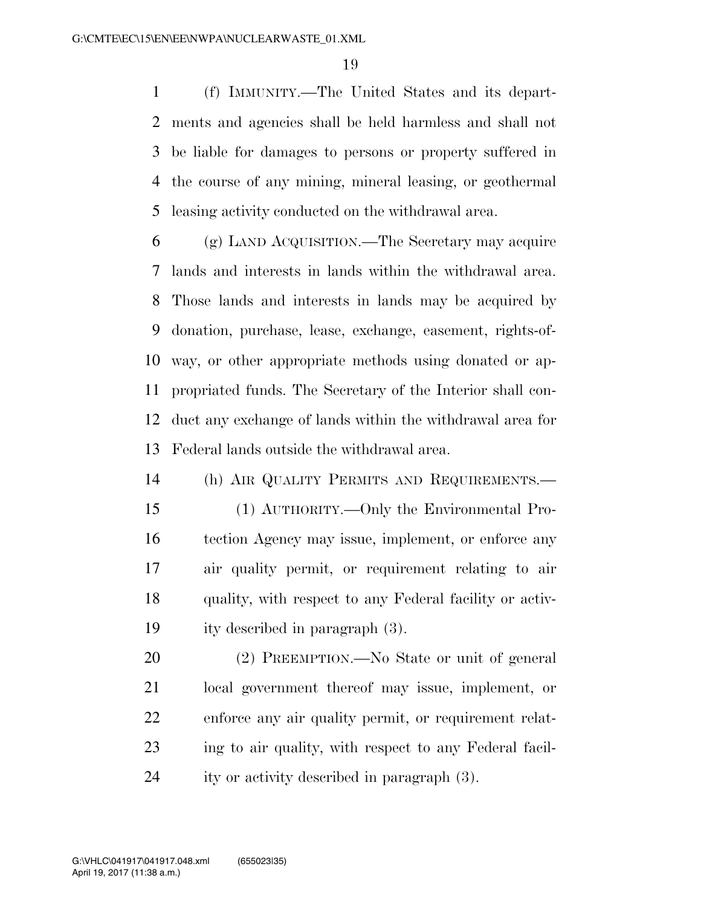(f) IMMUNITY.—The United States and its departments and agencies shall be held harmless and shall not be liable for damages to persons or property suffered in the course of any mining, mineral leasing, or geothermal leasing activity conducted on the withdrawal area.

(g) LAND ACQUISITION.—The Secretary may acquire lands and interests in lands within the withdrawal area. Those lands and interests in lands may be acquired by donation, purchase, lease, exchange, easement, rights-of-way, or other appropriate methods using donated or appropriated funds. The Secretary of the Interior shall conduct any exchange of lands within the withdrawal area for Federal lands outside the withdrawal area.

(h) AIR QUALITY PERMITS AND REQUIREMENTS.—

(1) AUTHORITY.—Only the Environmental Protection Agency may issue, implement, or enforce any air quality permit, or requirement relating to air quality, with respect to any Federal facility or activity described in paragraph (3).

(2) PREEMPTION.—No State or unit of general local government thereof may issue, implement, or enforce any air quality permit, or requirement relating to air quality, with respect to any Federal facility or activity described in paragraph (3).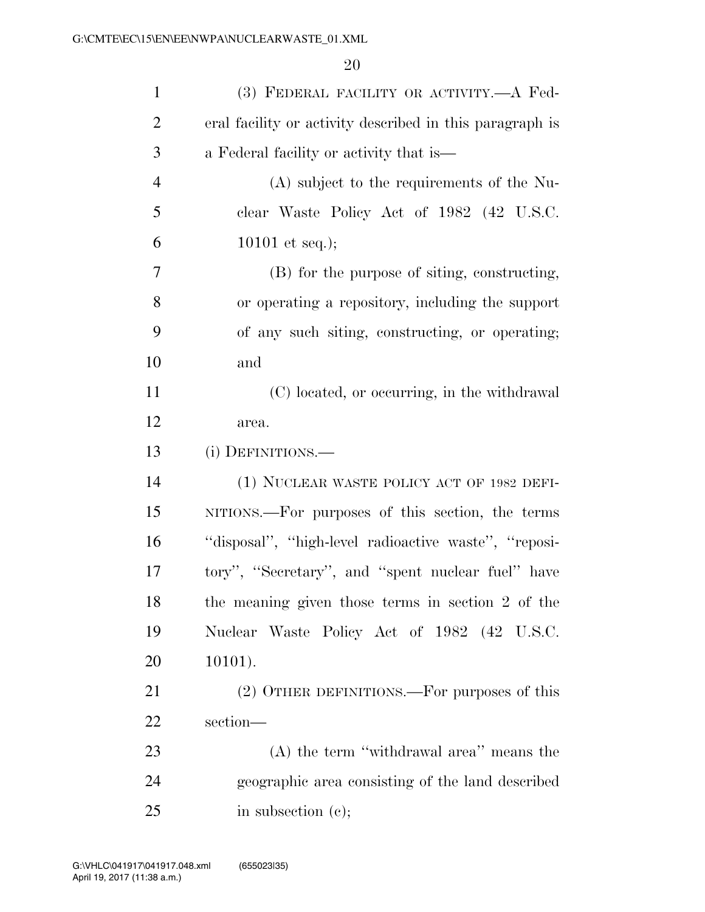(3) FEDERAL FACILITY OR ACTIVITY.—A Federal facility or activity described in this paragraph is a Federal facility or activity that is—

(A) subject to the requirements of the Nuclear Waste Policy Act of 1982 (42 U.S.C. 10101 et seq.);

(B) for the purpose of siting, constructing, or operating a repository, including the support of any such siting, constructing, or operating; and

(C) located, or occurring, in the withdrawal area.

(i) DEFINITIONS.—

(1) NUCLEAR WASTE POLICY ACT OF 1982 DEFINITIONS.—For purposes of this section, the terms ''disposal'', ''high-level radioactive waste'', ''repository'', ''Secretary'', and ''spent nuclear fuel'' have the meaning given those terms in section 2 of the Nuclear Waste Policy Act of 1982 (42 U.S.C. 10101).

(2) OTHER DEFINITIONS.—For purposes of this section—

(A) the term ''withdrawal area'' means the geographic area consisting of the land described in subsection (c);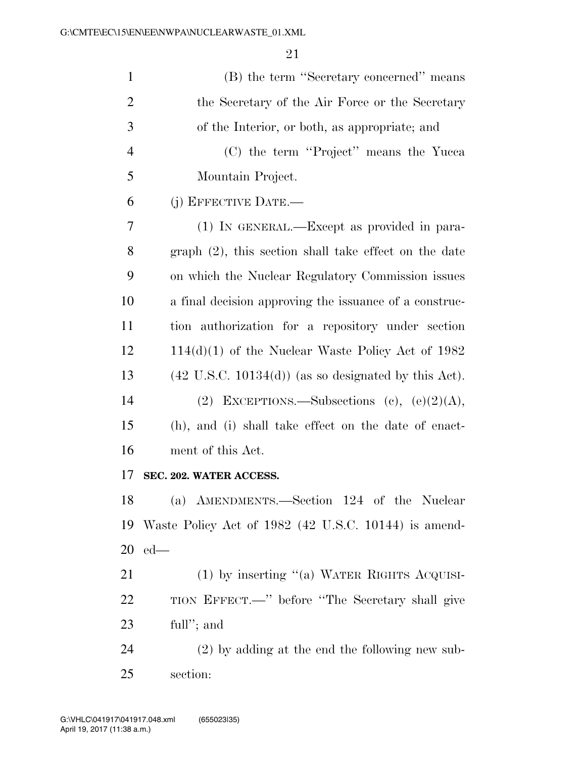(B) the term "Secretary concerned" means the Secretary of the Air Force or the Secretary of the Interior, or both, as appropriate; and

(C) the term "Project" means the Yucca Mountain Project.

(j) EFFECTIVE DATE.—

(1) IN GENERAL.—Except as provided in paragraph (2), this section shall take effect on the date on which the Nuclear Regulatory Commission issues a final decision approving the issuance of a construction authorization for a repository under section 114(d)(1) of the Nuclear Waste Policy Act of 1982 (42 U.S.C. 10134(d)) (as so designated by this Act).

(2) EXCEPTIONS.—Subsections (c), (e)(2)(A), (h), and (i) shall take effect on the date of enactment of this Act.

**SEC. 202. WATER ACCESS.**

(a) AMENDMENTS.—Section 124 of the Nuclear Waste Policy Act of 1982 (42 U.S.C. 10144) is amended—

(1) by inserting "(a) WATER RIGHTS ACQUISITION EFFECT.—" before "The Secretary shall give full"; and

(2) by adding at the end the following new subsection: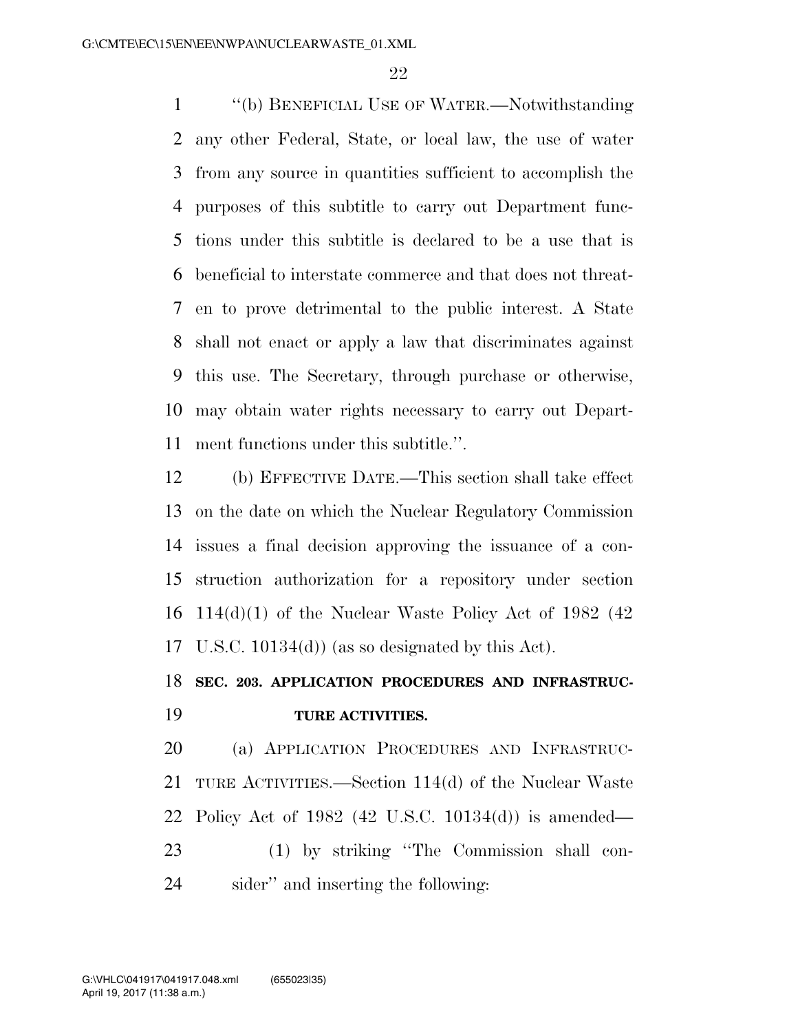"(b) BENEFICIAL USE OF WATER.—Notwithstanding any other Federal, State, or local law, the use of water from any source in quantities sufficient to accomplish the purposes of this subtitle to carry out Department functions under this subtitle is declared to be a use that is beneficial to interstate commerce and that does not threaten to prove detrimental to the public interest. A State shall not enact or apply a law that discriminates against this use. The Secretary, through purchase or otherwise, may obtain water rights necessary to carry out Department functions under this subtitle.".

(b) EFFECTIVE DATE.—This section shall take effect on the date on which the Nuclear Regulatory Commission issues a final decision approving the issuance of a construction authorization for a repository under section 114(d)(1) of the Nuclear Waste Policy Act of 1982 (42 U.S.C. 10134(d)) (as so designated by this Act).

## SEC. 203. APPLICATION PROCEDURES AND INFRASTRUCTURE ACTIVITIES.

(a) APPLICATION PROCEDURES AND INFRASTRUCTURE ACTIVITIES.—Section 114(d) of the Nuclear Waste Policy Act of 1982 (42 U.S.C. 10134(d)) is amended—

(1) by striking "The Commission shall consider" and inserting the following: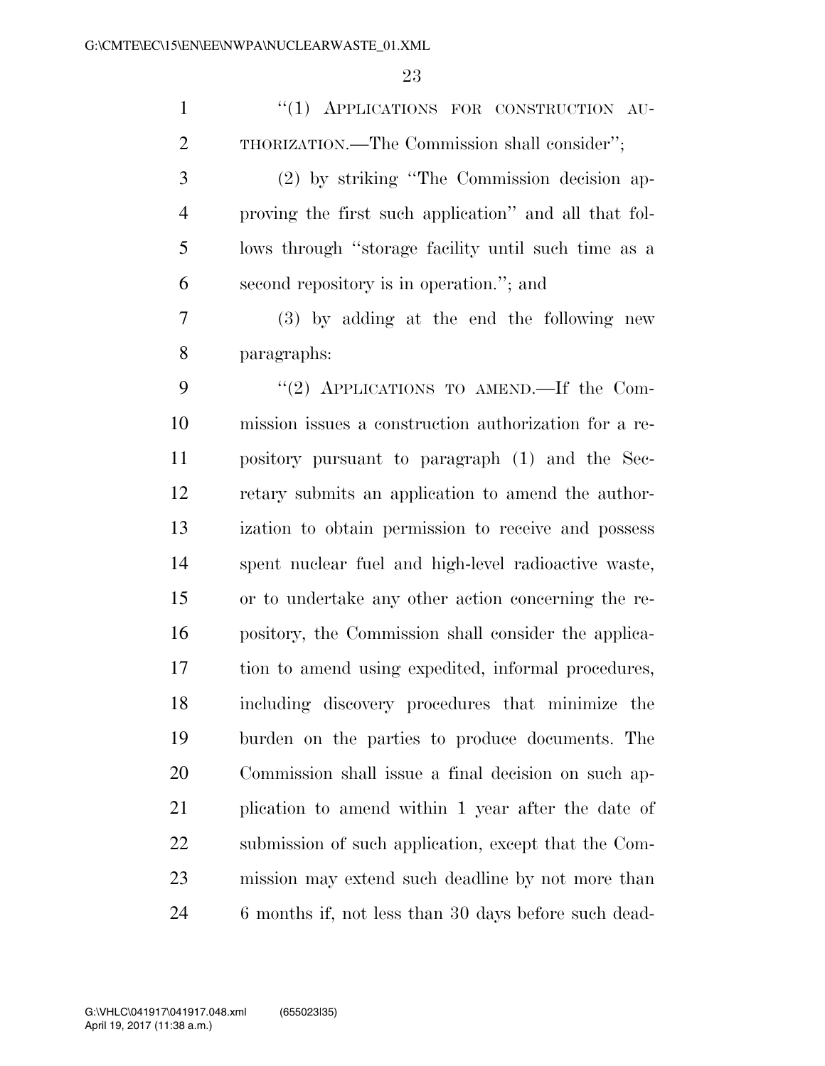"(1) APPLICATIONS FOR CONSTRUCTION AUTHORIZATION.—The Commission shall consider";

(2) by striking "The Commission decision approving the first such application" and all that follows through "storage facility until such time as a second repository is in operation."; and

(3) by adding at the end the following new paragraphs:

"(2) APPLICATIONS TO AMEND.—If the Commission issues a construction authorization for a repository pursuant to paragraph (1) and the Secretary submits an application to amend the authorization to obtain permission to receive and possess spent nuclear fuel and high-level radioactive waste, or to undertake any other action concerning the repository, the Commission shall consider the application to amend using expedited, informal procedures, including discovery procedures that minimize the burden on the parties to produce documents. The Commission shall issue a final decision on such application to amend within 1 year after the date of submission of such application, except that the Commission may extend such deadline by not more than 6 months if, not less than 30 days before such dead-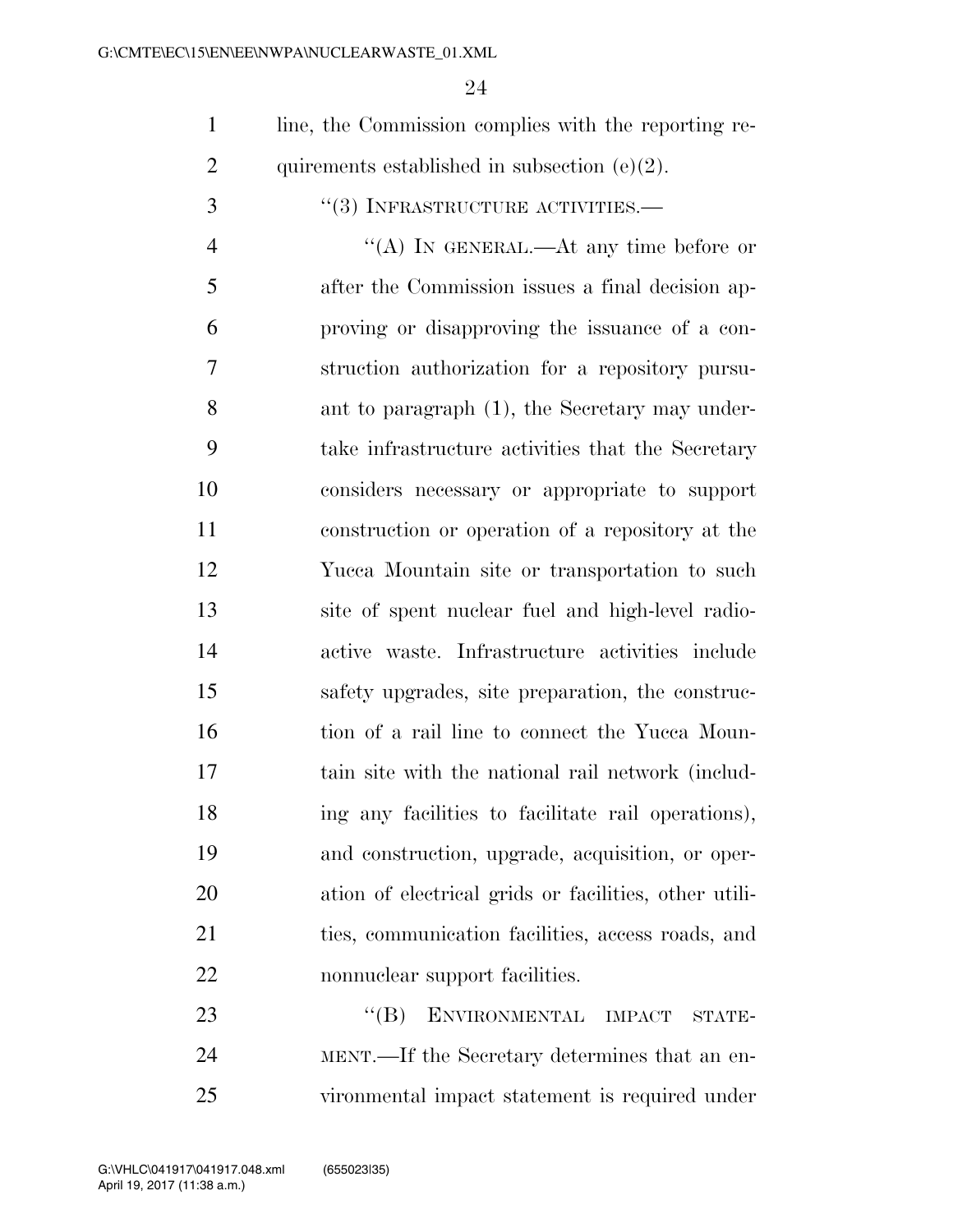line, the Commission complies with the reporting requirements established in subsection (e)(2).

"(3) INFRASTRUCTURE ACTIVITIES.—

"(A) IN GENERAL.—At any time before or after the Commission issues a final decision approving or disapproving the issuance of a construction authorization for a repository pursuant to paragraph (1), the Secretary may undertake infrastructure activities that the Secretary considers necessary or appropriate to support construction or operation of a repository at the Yucca Mountain site or transportation to such site of spent nuclear fuel and high-level radioactive waste. Infrastructure activities include safety upgrades, site preparation, the construction of a rail line to connect the Yucca Mountain site with the national rail network (including any facilities to facilitate rail operations), and construction, upgrade, acquisition, or operation of electrical grids or facilities, other utilities, communication facilities, access roads, and nonnuclear support facilities.

"(B) ENVIRONMENTAL IMPACT STATEMENT.—If the Secretary determines that an environmental impact statement is required under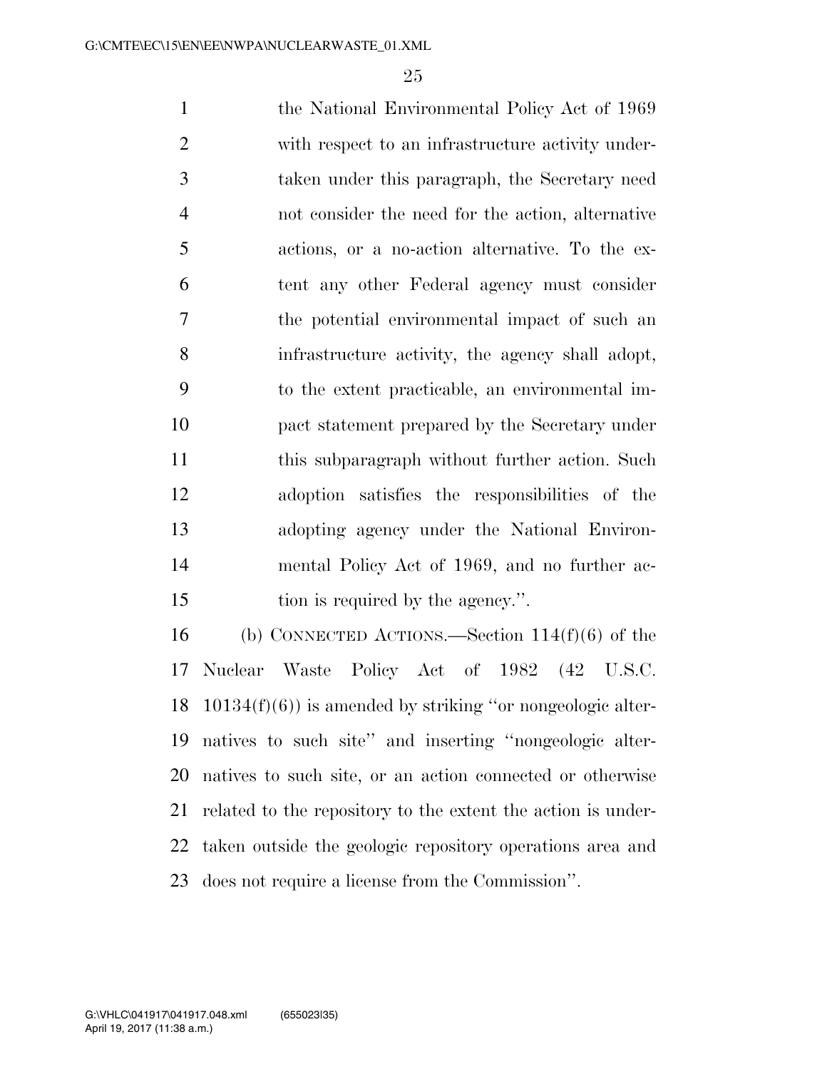the National Environmental Policy Act of 1969 with respect to an infrastructure activity undertaken under this paragraph, the Secretary need not consider the need for the action, alternative actions, or a no-action alternative. To the extent any other Federal agency must consider the potential environmental impact of such an infrastructure activity, the agency shall adopt, to the extent practicable, an environmental impact statement prepared by the Secretary under this subparagraph without further action. Such adoption satisfies the responsibilities of the adopting agency under the National Environmental Policy Act of 1969, and no further action is required by the agency.''.

(b) CONNECTED ACTIONS.—Section 114(f)(6) of the Nuclear Waste Policy Act of 1982 (42 U.S.C. 10134(f)(6)) is amended by striking ''or nongeologic alternatives to such site'' and inserting ''nongeologic alternatives to such site, or an action connected or otherwise related to the repository to the extent the action is undertaken outside the geologic repository operations area and does not require a license from the Commission''.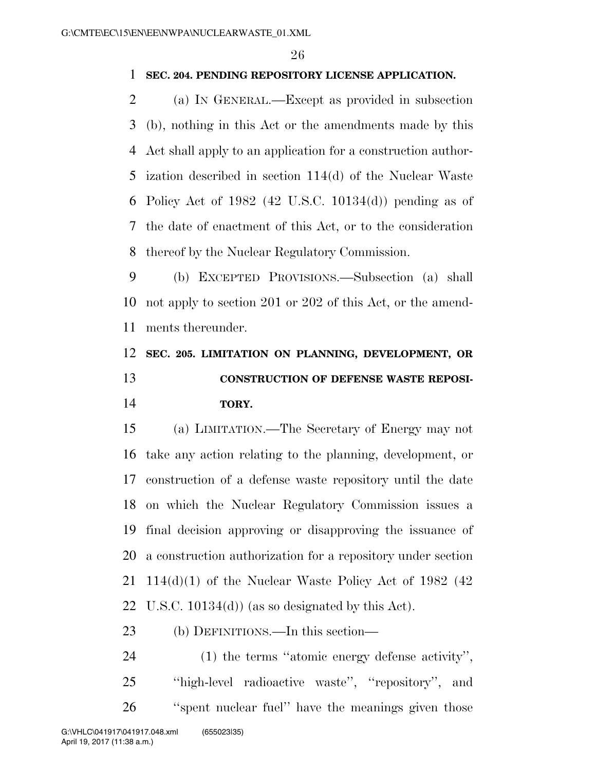**SEC. 204. PENDING REPOSITORY LICENSE APPLICATION.**

(a) IN GENERAL.—Except as provided in subsection (b), nothing in this Act or the amendments made by this Act shall apply to an application for a construction authorization described in section 114(d) of the Nuclear Waste Policy Act of 1982 (42 U.S.C. 10134(d)) pending as of the date of enactment of this Act, or to the consideration thereof by the Nuclear Regulatory Commission.

(b) EXCEPTED PROVISIONS.—Subsection (a) shall not apply to section 201 or 202 of this Act, or the amendments thereunder.

**SEC. 205. LIMITATION ON PLANNING, DEVELOPMENT, OR CONSTRUCTION OF DEFENSE WASTE REPOSITORY.**

(a) LIMITATION.—The Secretary of Energy may not take any action relating to the planning, development, or construction of a defense waste repository until the date on which the Nuclear Regulatory Commission issues a final decision approving or disapproving the issuance of a construction authorization for a repository under section 114(d)(1) of the Nuclear Waste Policy Act of 1982 (42 U.S.C. 10134(d)) (as so designated by this Act).

(b) DEFINITIONS.—In this section—

(1) the terms ''atomic energy defense activity'', ''high-level radioactive waste'', ''repository'', and ''spent nuclear fuel'' have the meanings given those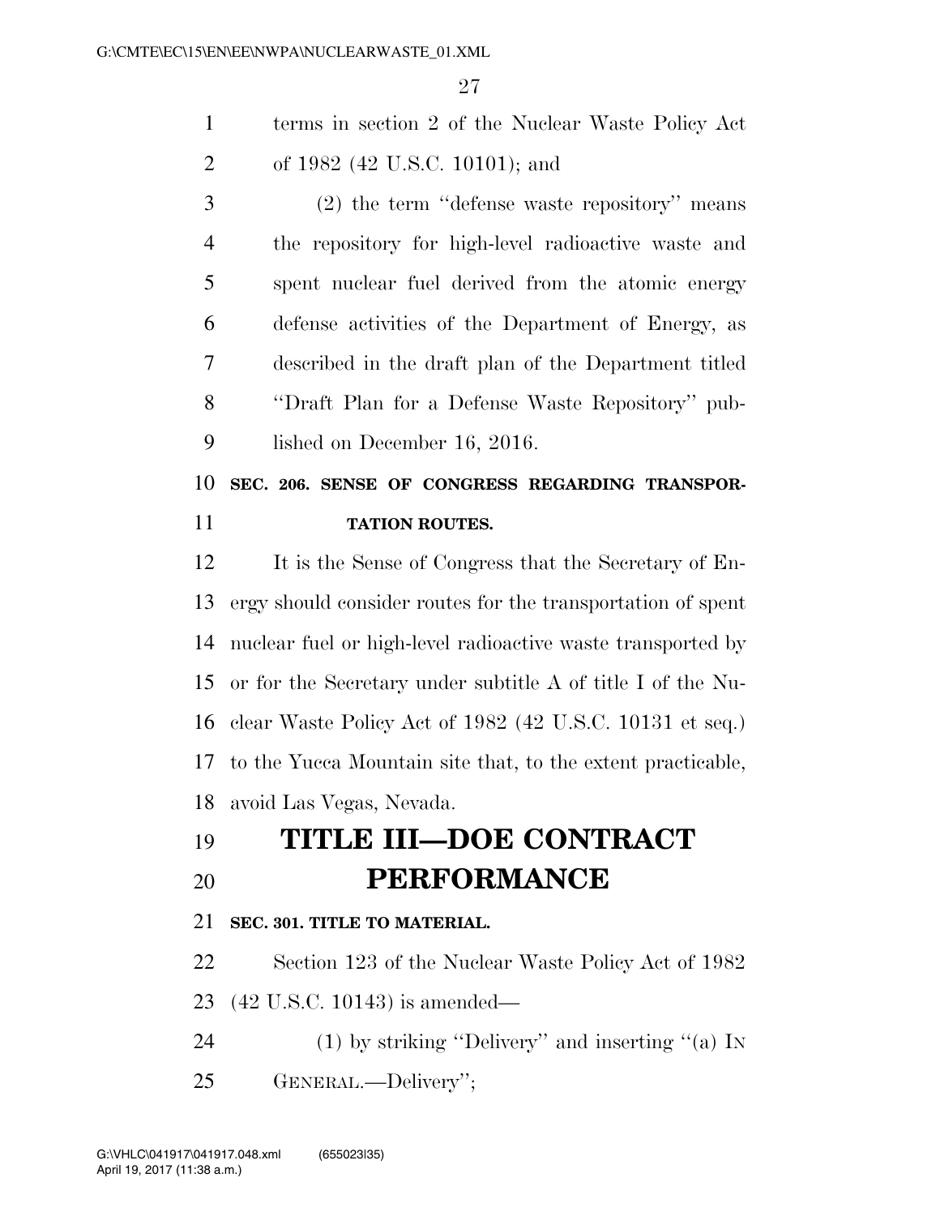terms in section 2 of the Nuclear Waste Policy Act of 1982 (42 U.S.C. 10101); and

(2) the term ''defense waste repository'' means the repository for high-level radioactive waste and spent nuclear fuel derived from the atomic energy defense activities of the Department of Energy, as described in the draft plan of the Department titled ''Draft Plan for a Defense Waste Repository'' published on December 16, 2016.

**SEC. 206. SENSE OF CONGRESS REGARDING TRANSPORTATION ROUTES.**

It is the Sense of Congress that the Secretary of Energy should consider routes for the transportation of spent nuclear fuel or high-level radioactive waste transported by or for the Secretary under subtitle A of title I of the Nuclear Waste Policy Act of 1982 (42 U.S.C. 10131 et seq.) to the Yucca Mountain site that, to the extent practicable, avoid Las Vegas, Nevada.

# TITLE III—DOE CONTRACT PERFORMANCE

**SEC. 301. TITLE TO MATERIAL.**

Section 123 of the Nuclear Waste Policy Act of 1982 (42 U.S.C. 10143) is amended—

(1) by striking ''Delivery'' and inserting ''(a) IN GENERAL.—Delivery'';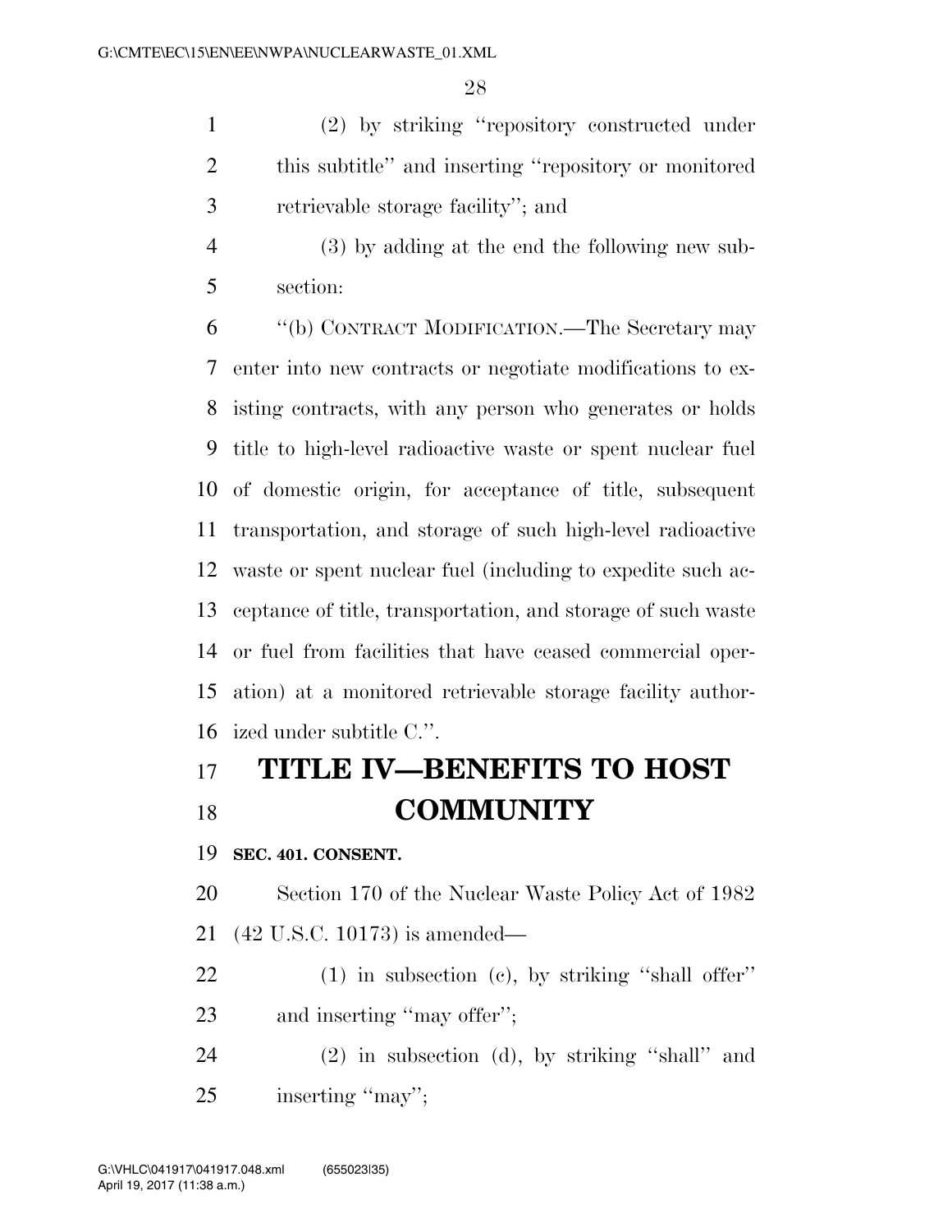(2) by striking ''repository constructed under this subtitle'' and inserting ''repository or monitored retrievable storage facility''; and

(3) by adding at the end the following new subsection:

''(b) CONTRACT MODIFICATION.—The Secretary may enter into new contracts or negotiate modifications to existing contracts, with any person who generates or holds title to high-level radioactive waste or spent nuclear fuel of domestic origin, for acceptance of title, subsequent transportation, and storage of such high-level radioactive waste or spent nuclear fuel (including to expedite such acceptance of title, transportation, and storage of such waste or fuel from facilities that have ceased commercial operation) at a monitored retrievable storage facility authorized under subtitle C.''.

# TITLE IV—BENEFITS TO HOST COMMUNITY

**SEC. 401. CONSENT.**

Section 170 of the Nuclear Waste Policy Act of 1982 (42 U.S.C. 10173) is amended—

(1) in subsection (c), by striking ''shall offer'' and inserting ''may offer'';

(2) in subsection (d), by striking ''shall'' and inserting ''may'';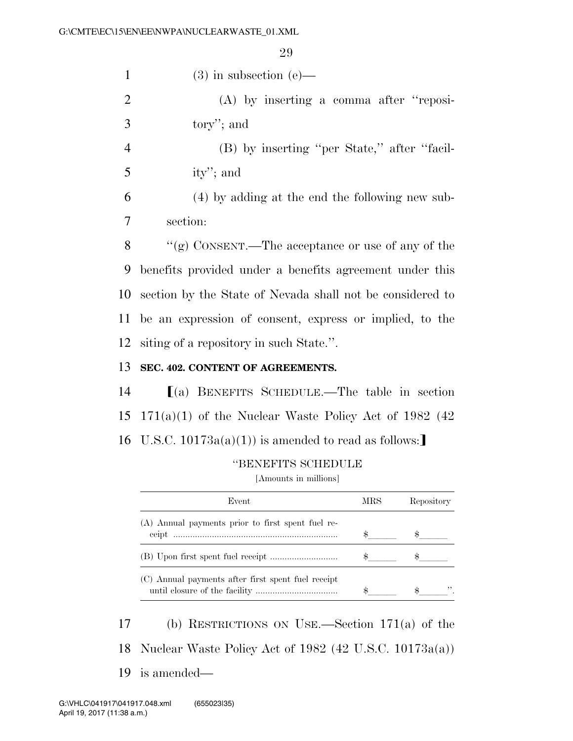(3) in subsection (e)—

(A) by inserting a comma after "repository"; and

(B) by inserting "per State," after "facility"; and

(4) by adding at the end the following new subsection:

"(g) CONSENT.—The acceptance or use of any of the benefits provided under a benefits agreement under this section by the State of Nevada shall not be considered to be an expression of consent, express or implied, to the siting of a repository in such State.".

**SEC. 402. CONTENT OF AGREEMENTS.**

[(a) BENEFITS SCHEDULE.—The table in section 171(a)(1) of the Nuclear Waste Policy Act of 1982 (42 U.S.C. 10173a(a)(1)) is amended to read as follows:]

"BENEFITS SCHEDULE

[Amounts in millions]

| Event | MRS | Repository |
|---|---|---|
| (A) Annual payments prior to first spent fuel receipt | $\_\_\_\_\_\_ | $\_\_\_\_\_\_ |
| (B) Upon first spent fuel receipt | $\_\_\_\_\_\_ | $\_\_\_\_\_\_ |
| (C) Annual payments after first spent fuel receipt until closure of the facility | $\_\_\_\_\_\_ | $\_\_\_\_\_\_". |

(b) RESTRICTIONS ON USE.—Section 171(a) of the Nuclear Waste Policy Act of 1982 (42 U.S.C. 10173a(a)) is amended—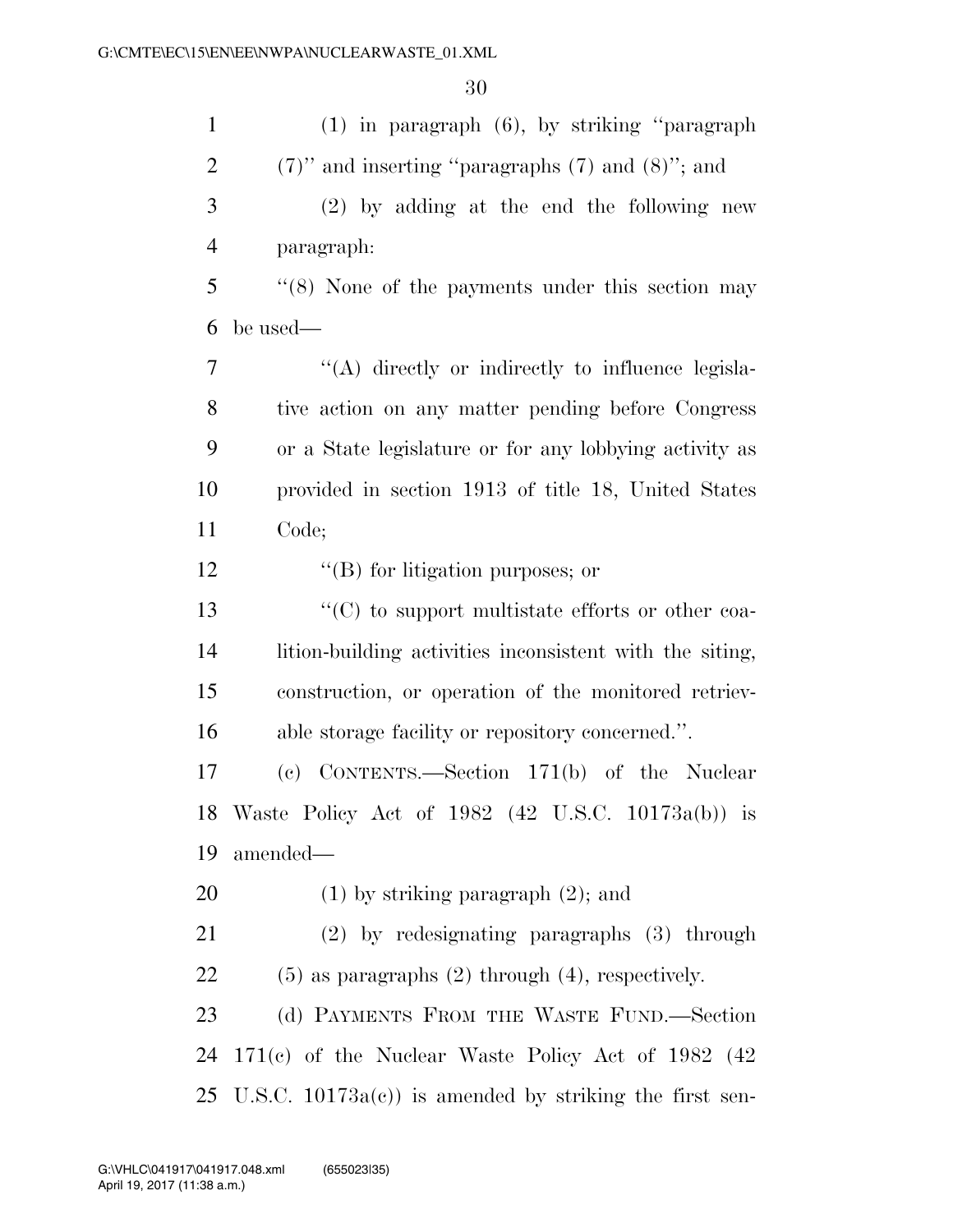(1) in paragraph (6), by striking "paragraph (7)" and inserting "paragraphs (7) and (8)"; and

(2) by adding at the end the following new paragraph:

"(8) None of the payments under this section may be used—

"(A) directly or indirectly to influence legislative action on any matter pending before Congress or a State legislature or for any lobbying activity as provided in section 1913 of title 18, United States Code;

"(B) for litigation purposes; or

"(C) to support multistate efforts or other coalition-building activities inconsistent with the siting, construction, or operation of the monitored retrievable storage facility or repository concerned.".

(c) CONTENTS.—Section 171(b) of the Nuclear Waste Policy Act of 1982 (42 U.S.C. 10173a(b)) is amended—

(1) by striking paragraph (2); and

(2) by redesignating paragraphs (3) through (5) as paragraphs (2) through (4), respectively.

(d) PAYMENTS FROM THE WASTE FUND.—Section 171(c) of the Nuclear Waste Policy Act of 1982 (42 U.S.C. 10173a(c)) is amended by striking the first sen-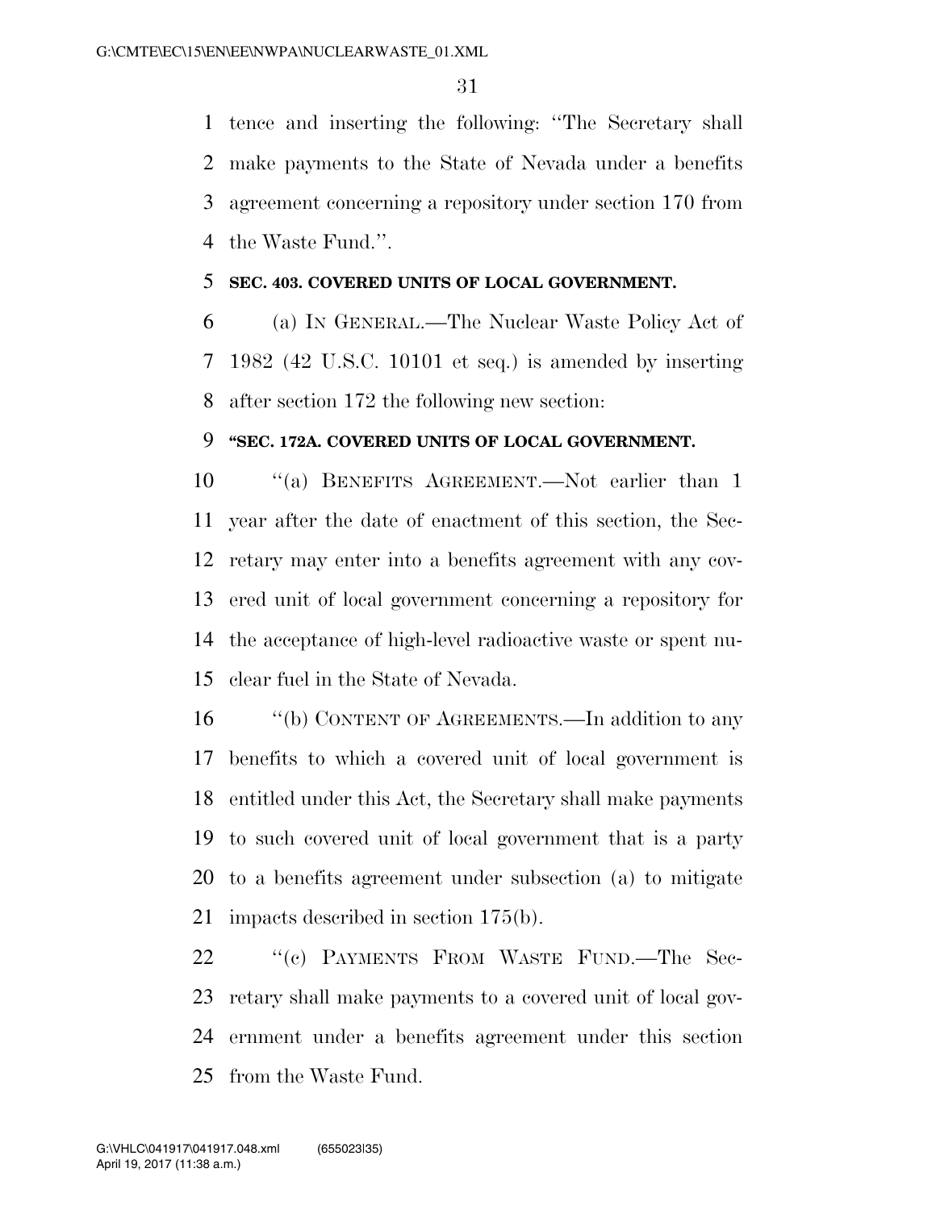tence and inserting the following: "The Secretary shall make payments to the State of Nevada under a benefits agreement concerning a repository under section 170 from the Waste Fund.".

**SEC. 403. COVERED UNITS OF LOCAL GOVERNMENT.**

(a) IN GENERAL.—The Nuclear Waste Policy Act of 1982 (42 U.S.C. 10101 et seq.) is amended by inserting after section 172 the following new section:

**"SEC. 172A. COVERED UNITS OF LOCAL GOVERNMENT.**

"(a) BENEFITS AGREEMENT.—Not earlier than 1 year after the date of enactment of this section, the Secretary may enter into a benefits agreement with any covered unit of local government concerning a repository for the acceptance of high-level radioactive waste or spent nuclear fuel in the State of Nevada.

"(b) CONTENT OF AGREEMENTS.—In addition to any benefits to which a covered unit of local government is entitled under this Act, the Secretary shall make payments to such covered unit of local government that is a party to a benefits agreement under subsection (a) to mitigate impacts described in section 175(b).

"(c) PAYMENTS FROM WASTE FUND.—The Secretary shall make payments to a covered unit of local government under a benefits agreement under this section from the Waste Fund.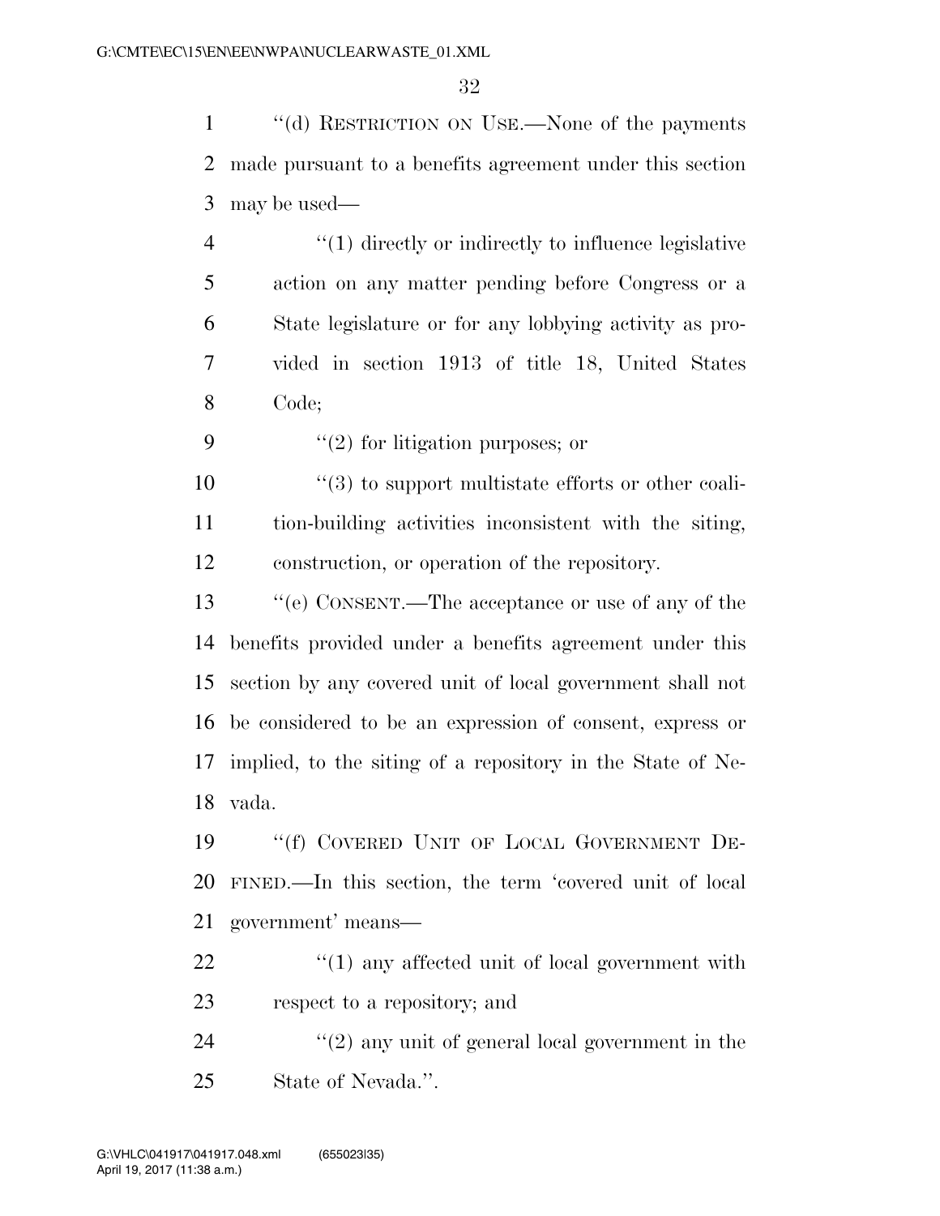"(d) RESTRICTION ON USE.—None of the payments made pursuant to a benefits agreement under this section may be used—

"(1) directly or indirectly to influence legislative action on any matter pending before Congress or a State legislature or for any lobbying activity as provided in section 1913 of title 18, United States Code;

"(2) for litigation purposes; or

"(3) to support multistate efforts or other coalition-building activities inconsistent with the siting, construction, or operation of the repository.

"(e) CONSENT.—The acceptance or use of any of the benefits provided under a benefits agreement under this section by any covered unit of local government shall not be considered to be an expression of consent, express or implied, to the siting of a repository in the State of Nevada.

"(f) COVERED UNIT OF LOCAL GOVERNMENT DEFINED.—In this section, the term 'covered unit of local government' means—

"(1) any affected unit of local government with respect to a repository; and

"(2) any unit of general local government in the State of Nevada.".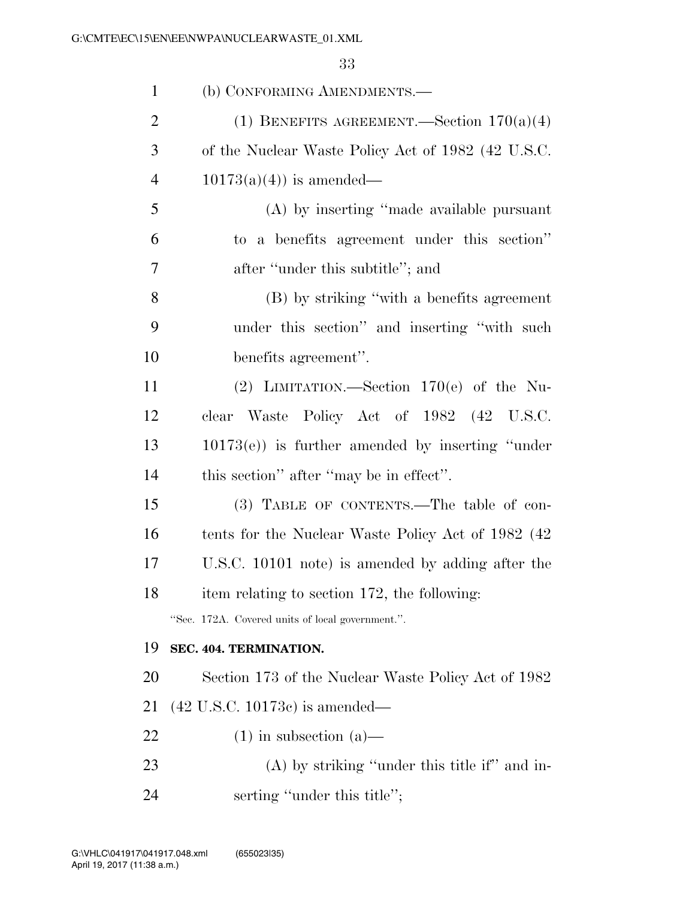(b) CONFORMING AMENDMENTS.—

(1) BENEFITS AGREEMENT.—Section 170(a)(4) of the Nuclear Waste Policy Act of 1982 (42 U.S.C. 10173(a)(4)) is amended—

(A) by inserting ''made available pursuant to a benefits agreement under this section'' after ''under this subtitle''; and

(B) by striking ''with a benefits agreement under this section'' and inserting ''with such benefits agreement''.

(2) LIMITATION.—Section 170(e) of the Nuclear Waste Policy Act of 1982 (42 U.S.C. 10173(e)) is further amended by inserting ''under this section'' after ''may be in effect''.

(3) TABLE OF CONTENTS.—The table of contents for the Nuclear Waste Policy Act of 1982 (42 U.S.C. 10101 note) is amended by adding after the item relating to section 172, the following:

''Sec. 172A. Covered units of local government.''.

**SEC. 404. TERMINATION.**

Section 173 of the Nuclear Waste Policy Act of 1982 (42 U.S.C. 10173c) is amended—

(1) in subsection (a)—

(A) by striking ''under this title if'' and inserting ''under this title'';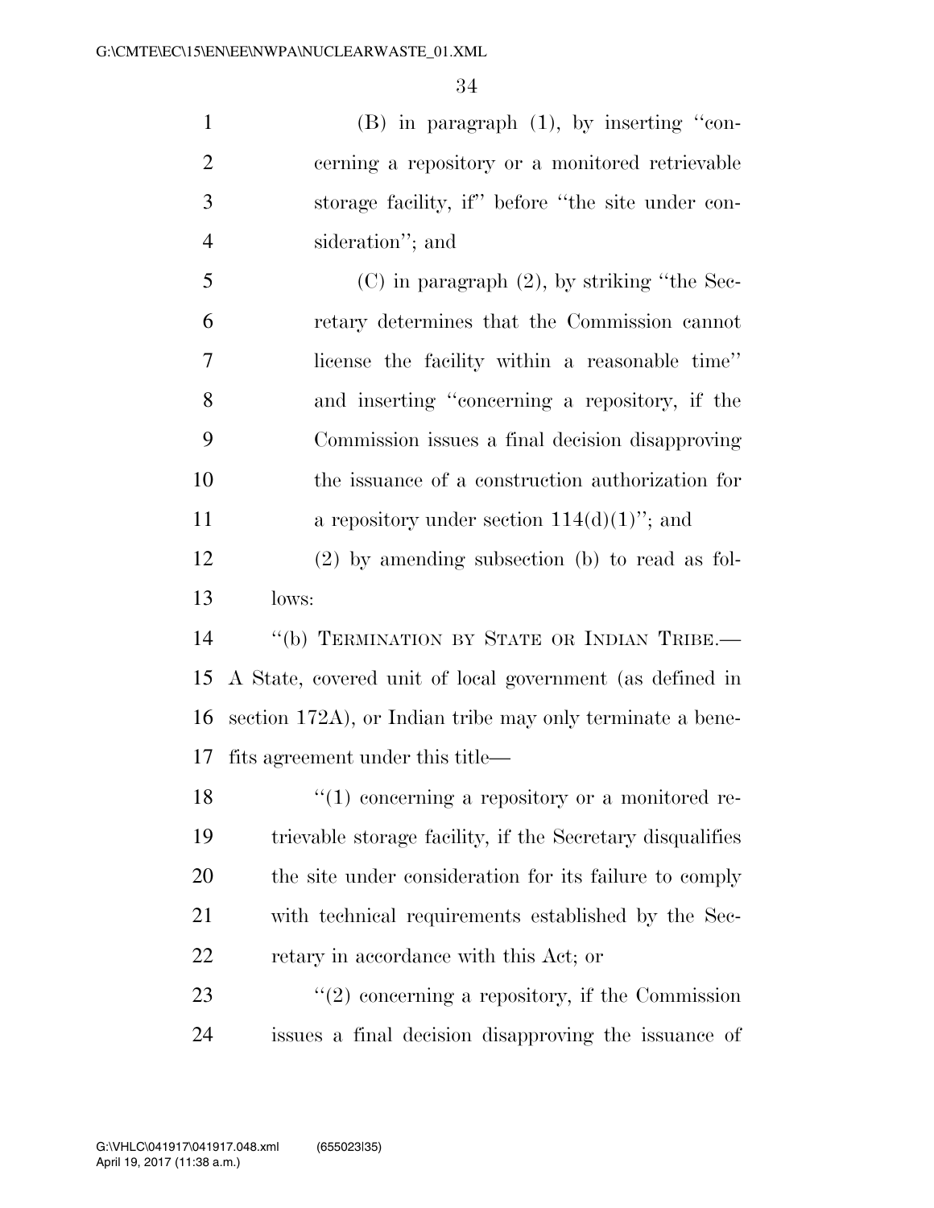(B) in paragraph (1), by inserting "concerning a repository or a monitored retrievable storage facility, if" before "the site under consideration"; and

(C) in paragraph (2), by striking "the Secretary determines that the Commission cannot license the facility within a reasonable time" and inserting "concerning a repository, if the Commission issues a final decision disapproving the issuance of a construction authorization for a repository under section 114(d)(1)"; and

(2) by amending subsection (b) to read as follows:

"(b) TERMINATION BY STATE OR INDIAN TRIBE.— A State, covered unit of local government (as defined in section 172A), or Indian tribe may only terminate a benefits agreement under this title—

"(1) concerning a repository or a monitored retrievable storage facility, if the Secretary disqualifies the site under consideration for its failure to comply with technical requirements established by the Secretary in accordance with this Act; or

"(2) concerning a repository, if the Commission issues a final decision disapproving the issuance of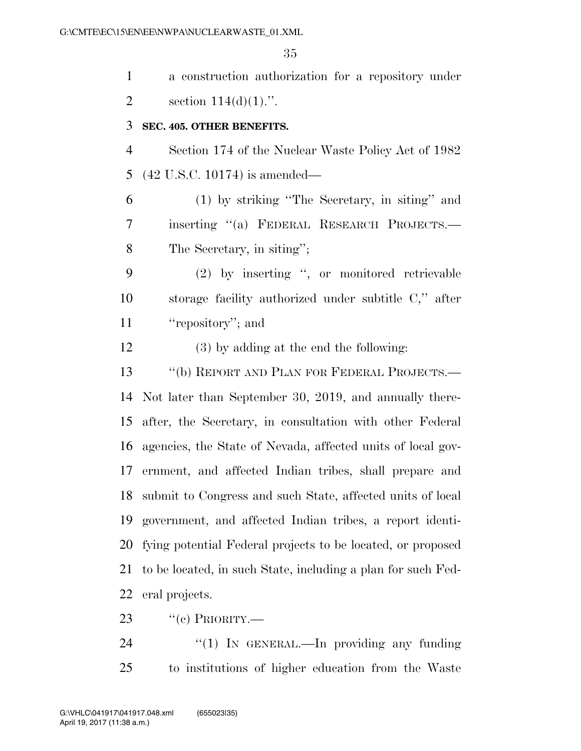a construction authorization for a repository under section 114(d)(1).''.

**SEC. 405. OTHER BENEFITS.**

Section 174 of the Nuclear Waste Policy Act of 1982 (42 U.S.C. 10174) is amended—

(1) by striking ''The Secretary, in siting'' and inserting ''(a) FEDERAL RESEARCH PROJECTS.— The Secretary, in siting'';

(2) by inserting '', or monitored retrievable storage facility authorized under subtitle C,'' after ''repository''; and

(3) by adding at the end the following:

''(b) REPORT AND PLAN FOR FEDERAL PROJECTS.— Not later than September 30, 2019, and annually thereafter, the Secretary, in consultation with other Federal agencies, the State of Nevada, affected units of local government, and affected Indian tribes, shall prepare and submit to Congress and such State, affected units of local government, and affected Indian tribes, a report identifying potential Federal projects to be located, or proposed to be located, in such State, including a plan for such Federal projects.

''(c) PRIORITY.—

''(1) IN GENERAL.—In providing any funding to institutions of higher education from the Waste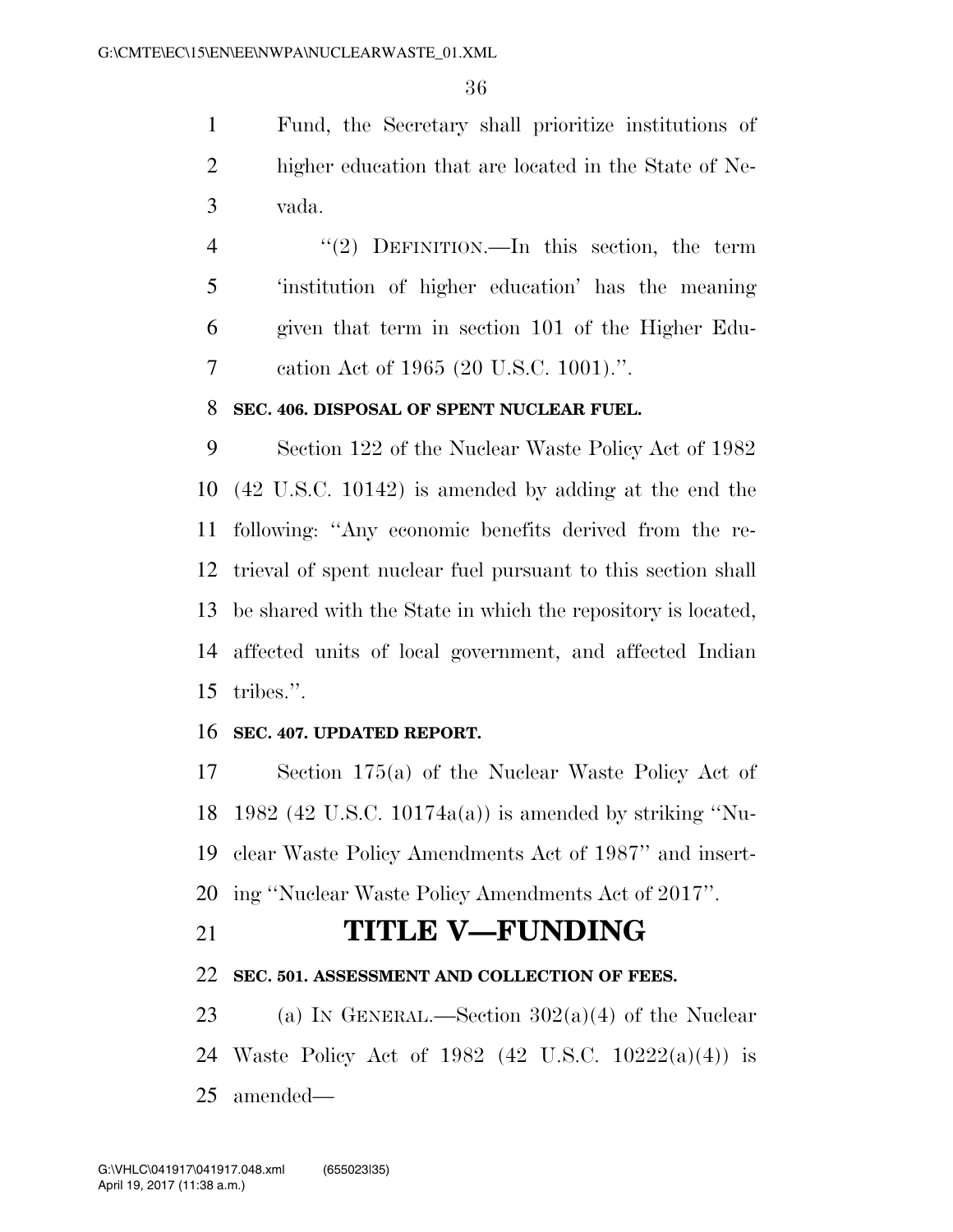Fund, the Secretary shall prioritize institutions of higher education that are located in the State of Nevada.

"(2) DEFINITION.—In this section, the term 'institution of higher education' has the meaning given that term in section 101 of the Higher Education Act of 1965 (20 U.S.C. 1001).".

**SEC. 406. DISPOSAL OF SPENT NUCLEAR FUEL.**

Section 122 of the Nuclear Waste Policy Act of 1982 (42 U.S.C. 10142) is amended by adding at the end the following: "Any economic benefits derived from the retrieval of spent nuclear fuel pursuant to this section shall be shared with the State in which the repository is located, affected units of local government, and affected Indian tribes.".

**SEC. 407. UPDATED REPORT.**

Section 175(a) of the Nuclear Waste Policy Act of 1982 (42 U.S.C. 10174a(a)) is amended by striking "Nuclear Waste Policy Amendments Act of 1987" and inserting "Nuclear Waste Policy Amendments Act of 2017".

# TITLE V—FUNDING

**SEC. 501. ASSESSMENT AND COLLECTION OF FEES.**

(a) IN GENERAL.—Section 302(a)(4) of the Nuclear Waste Policy Act of 1982 (42 U.S.C. 10222(a)(4)) is amended—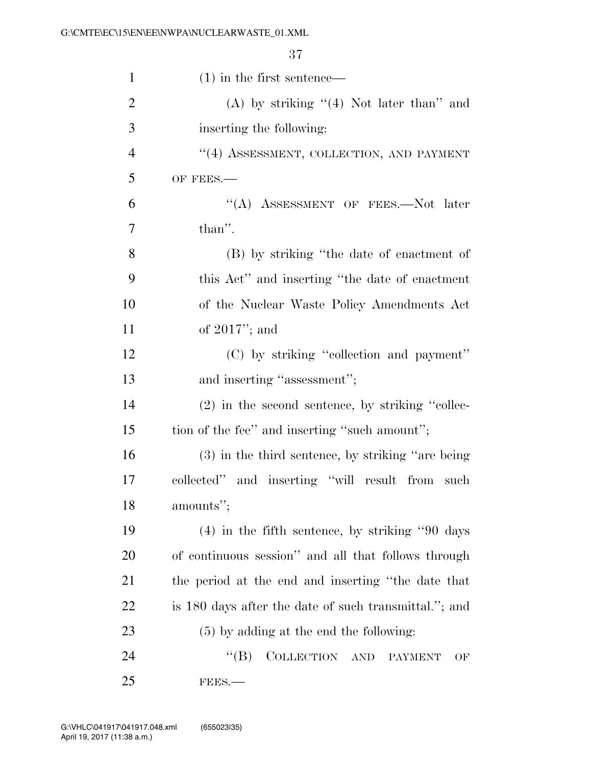(1) in the first sentence—

(A) by striking "(4) Not later than" and inserting the following:

"(4) ASSESSMENT, COLLECTION, AND PAYMENT OF FEES.—

"(A) ASSESSMENT OF FEES.—Not later than".

(B) by striking "the date of enactment of this Act" and inserting "the date of enactment of the Nuclear Waste Policy Amendments Act of 2017"; and

(C) by striking "collection and payment" and inserting "assessment";

(2) in the second sentence, by striking "collection of the fee" and inserting "such amount";

(3) in the third sentence, by striking "are being collected" and inserting "will result from such amounts";

(4) in the fifth sentence, by striking "90 days of continuous session" and all that follows through the period at the end and inserting "the date that is 180 days after the date of such transmittal."; and

(5) by adding at the end the following:

"(B) COLLECTION AND PAYMENT OF FEES.—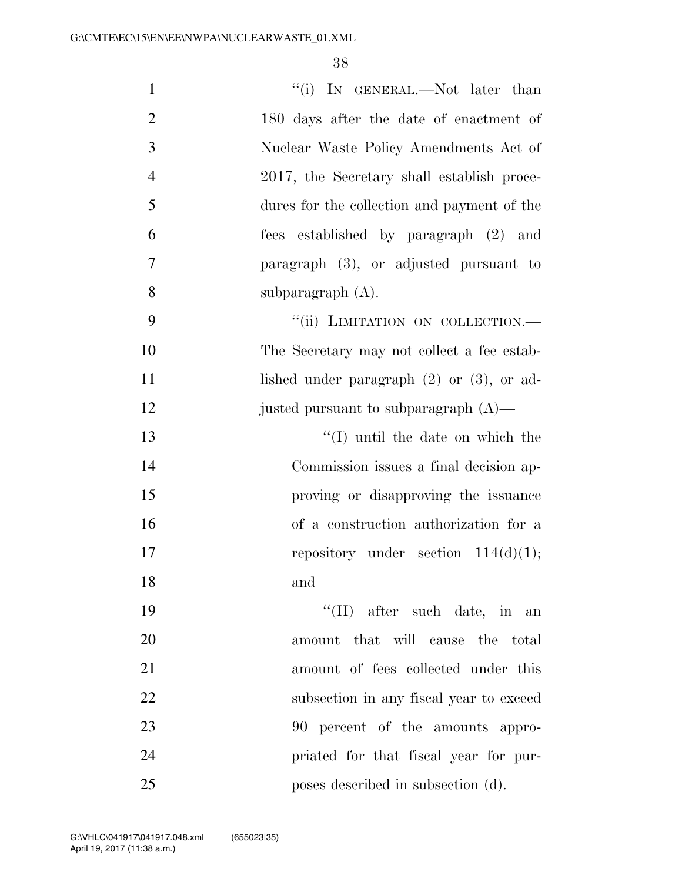"(i) IN GENERAL.—Not later than 180 days after the date of enactment of Nuclear Waste Policy Amendments Act of 2017, the Secretary shall establish procedures for the collection and payment of the fees established by paragraph (2) and paragraph (3), or adjusted pursuant to subparagraph (A).

"(ii) LIMITATION ON COLLECTION.—The Secretary may not collect a fee established under paragraph (2) or (3), or adjusted pursuant to subparagraph (A)—

"(I) until the date on which the Commission issues a final decision approving or disapproving the issuance of a construction authorization for a repository under section 114(d)(1); and

"(II) after such date, in an amount that will cause the total amount of fees collected under this subsection in any fiscal year to exceed 90 percent of the amounts appropriated for that fiscal year for purposes described in subsection (d).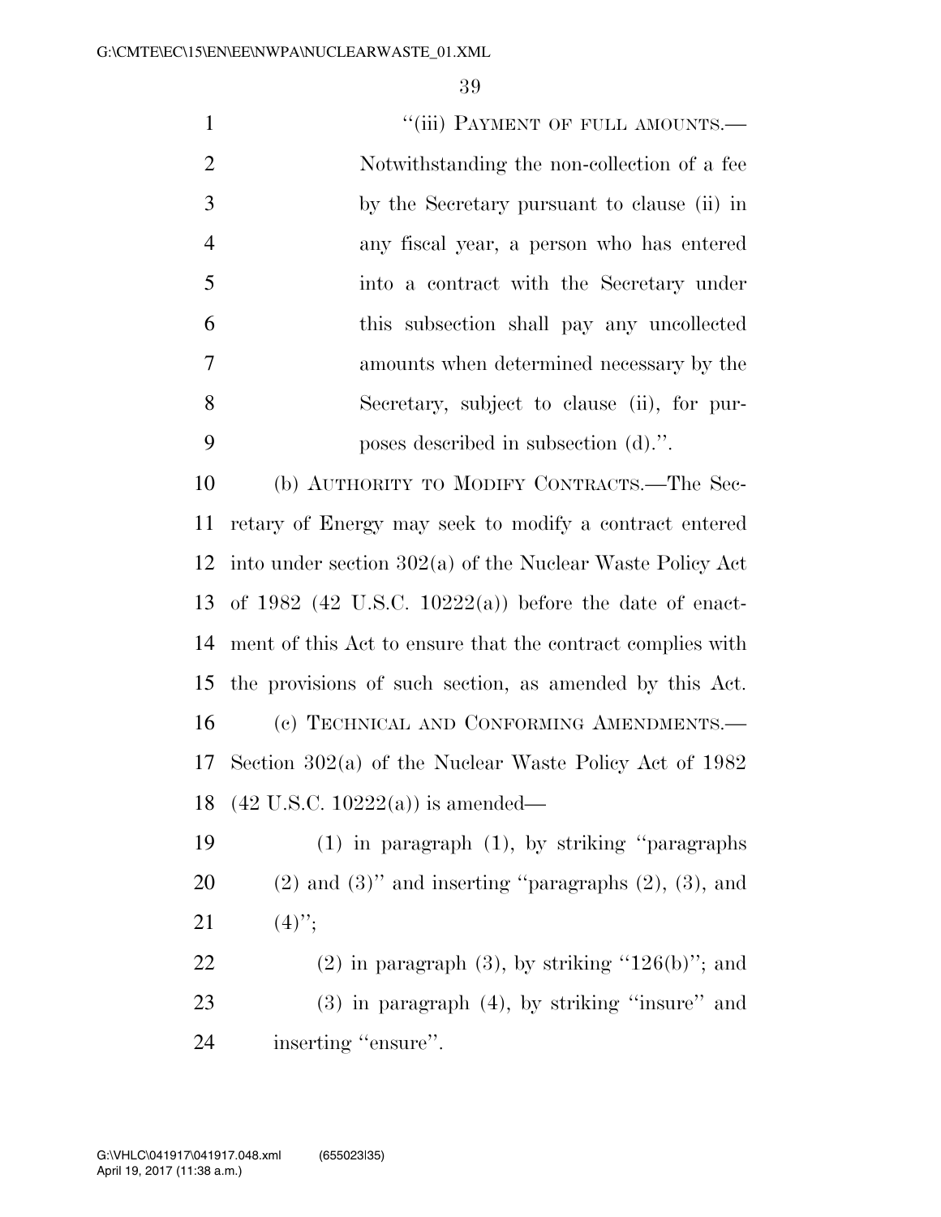"(iii) PAYMENT OF FULL AMOUNTS.—Notwithstanding the non-collection of a fee by the Secretary pursuant to clause (ii) in any fiscal year, a person who has entered into a contract with the Secretary under this subsection shall pay any uncollected amounts when determined necessary by the Secretary, subject to clause (ii), for purposes described in subsection (d).".

(b) AUTHORITY TO MODIFY CONTRACTS.—The Secretary of Energy may seek to modify a contract entered into under section 302(a) of the Nuclear Waste Policy Act of 1982 (42 U.S.C. 10222(a)) before the date of enactment of this Act to ensure that the contract complies with the provisions of such section, as amended by this Act.

(c) TECHNICAL AND CONFORMING AMENDMENTS.—Section 302(a) of the Nuclear Waste Policy Act of 1982 (42 U.S.C. 10222(a)) is amended—

(1) in paragraph (1), by striking "paragraphs (2) and (3)" and inserting "paragraphs (2), (3), and (4)";

(2) in paragraph (3), by striking "126(b)"; and

(3) in paragraph (4), by striking "insure" and inserting "ensure".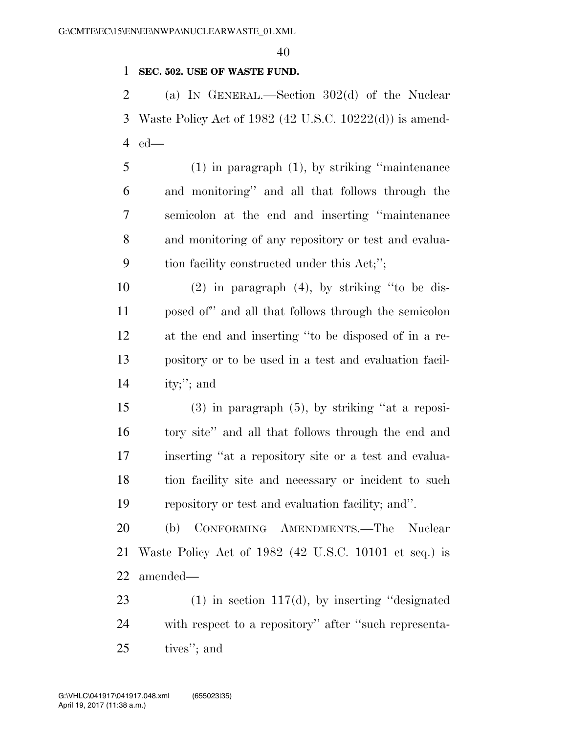**SEC. 502. USE OF WASTE FUND.**

(a) IN GENERAL.—Section 302(d) of the Nuclear Waste Policy Act of 1982 (42 U.S.C. 10222(d)) is amended—

(1) in paragraph (1), by striking "maintenance and monitoring" and all that follows through the semicolon at the end and inserting "maintenance and monitoring of any repository or test and evaluation facility constructed under this Act;";

(2) in paragraph (4), by striking "to be disposed of" and all that follows through the semicolon at the end and inserting "to be disposed of in a repository or to be used in a test and evaluation facility;"; and

(3) in paragraph (5), by striking "at a repository site" and all that follows through the end and inserting "at a repository site or a test and evaluation facility site and necessary or incident to such repository or test and evaluation facility; and".

(b) CONFORMING AMENDMENTS.—The Nuclear Waste Policy Act of 1982 (42 U.S.C. 10101 et seq.) is amended—

(1) in section 117(d), by inserting "designated with respect to a repository" after "such representatives"; and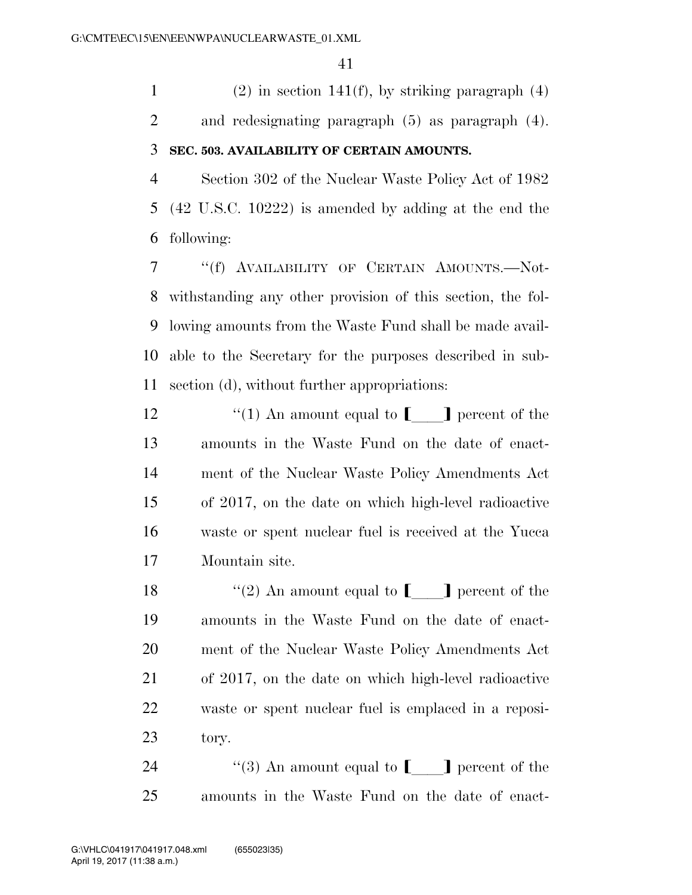(2) in section 141(f), by striking paragraph (4) and redesignating paragraph (5) as paragraph (4).

**SEC. 503. AVAILABILITY OF CERTAIN AMOUNTS.**

Section 302 of the Nuclear Waste Policy Act of 1982 (42 U.S.C. 10222) is amended by adding at the end the following:

"(f) AVAILABILITY OF CERTAIN AMOUNTS.—Notwithstanding any other provision of this section, the following amounts from the Waste Fund shall be made available to the Secretary for the purposes described in subsection (d), without further appropriations:

"(1) An amount equal to [____] percent of the amounts in the Waste Fund on the date of enactment of the Nuclear Waste Policy Amendments Act of 2017, on the date on which high-level radioactive waste or spent nuclear fuel is received at the Yucca Mountain site.

"(2) An amount equal to [____] percent of the amounts in the Waste Fund on the date of enactment of the Nuclear Waste Policy Amendments Act of 2017, on the date on which high-level radioactive waste or spent nuclear fuel is emplaced in a repository.

"(3) An amount equal to [____] percent of the amounts in the Waste Fund on the date of enact-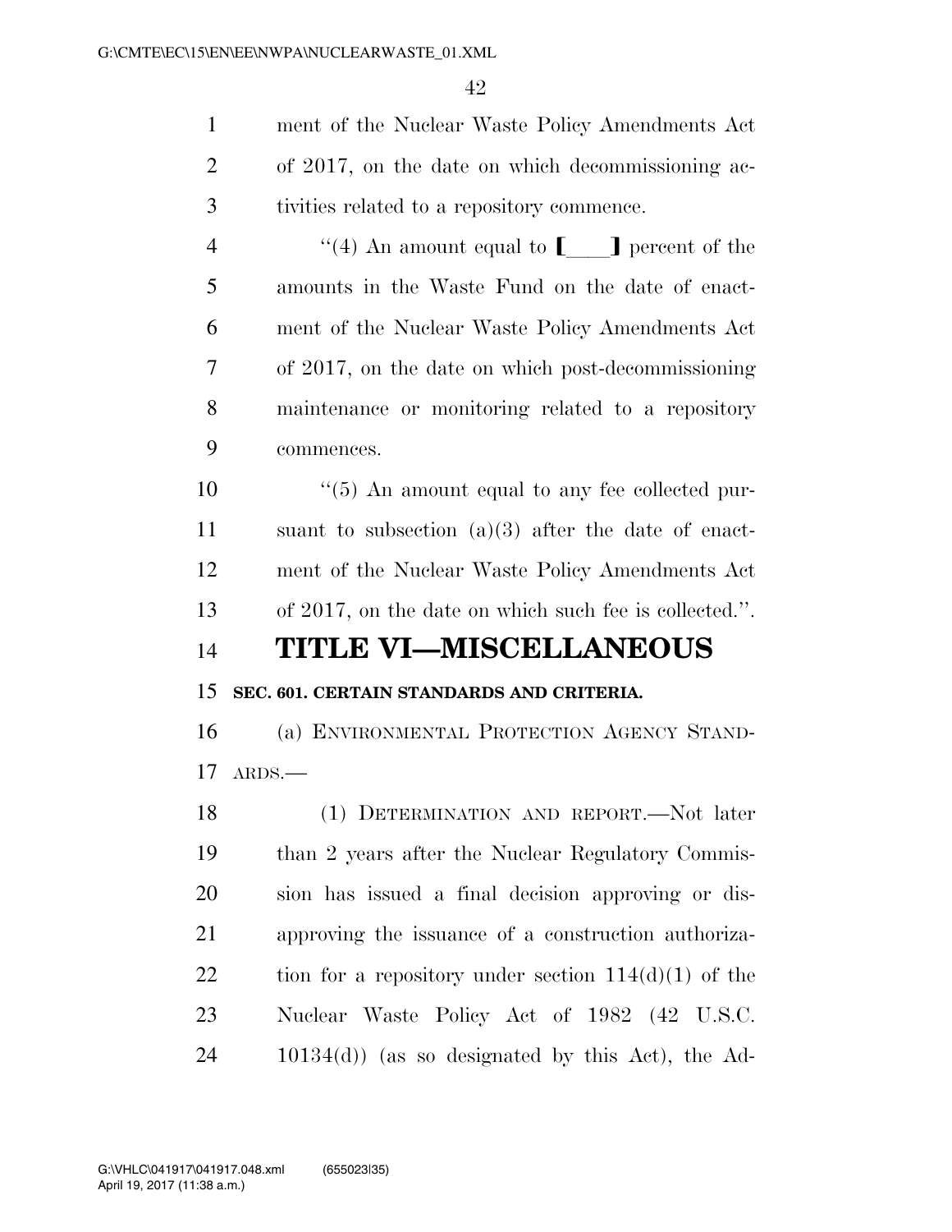ment of the Nuclear Waste Policy Amendments Act of 2017, on the date on which decommissioning activities related to a repository commence.

"(4) An amount equal to [____] percent of the amounts in the Waste Fund on the date of enactment of the Nuclear Waste Policy Amendments Act of 2017, on the date on which post-decommissioning maintenance or monitoring related to a repository commences.

"(5) An amount equal to any fee collected pursuant to subsection (a)(3) after the date of enactment of the Nuclear Waste Policy Amendments Act of 2017, on the date on which such fee is collected.".

# TITLE VI—MISCELLANEOUS

**SEC. 601. CERTAIN STANDARDS AND CRITERIA.**

(a) ENVIRONMENTAL PROTECTION AGENCY STANDARDS.—

(1) DETERMINATION AND REPORT.—Not later than 2 years after the Nuclear Regulatory Commission has issued a final decision approving or disapproving the issuance of a construction authorization for a repository under section 114(d)(1) of the Nuclear Waste Policy Act of 1982 (42 U.S.C. 10134(d)) (as so designated by this Act), the Ad-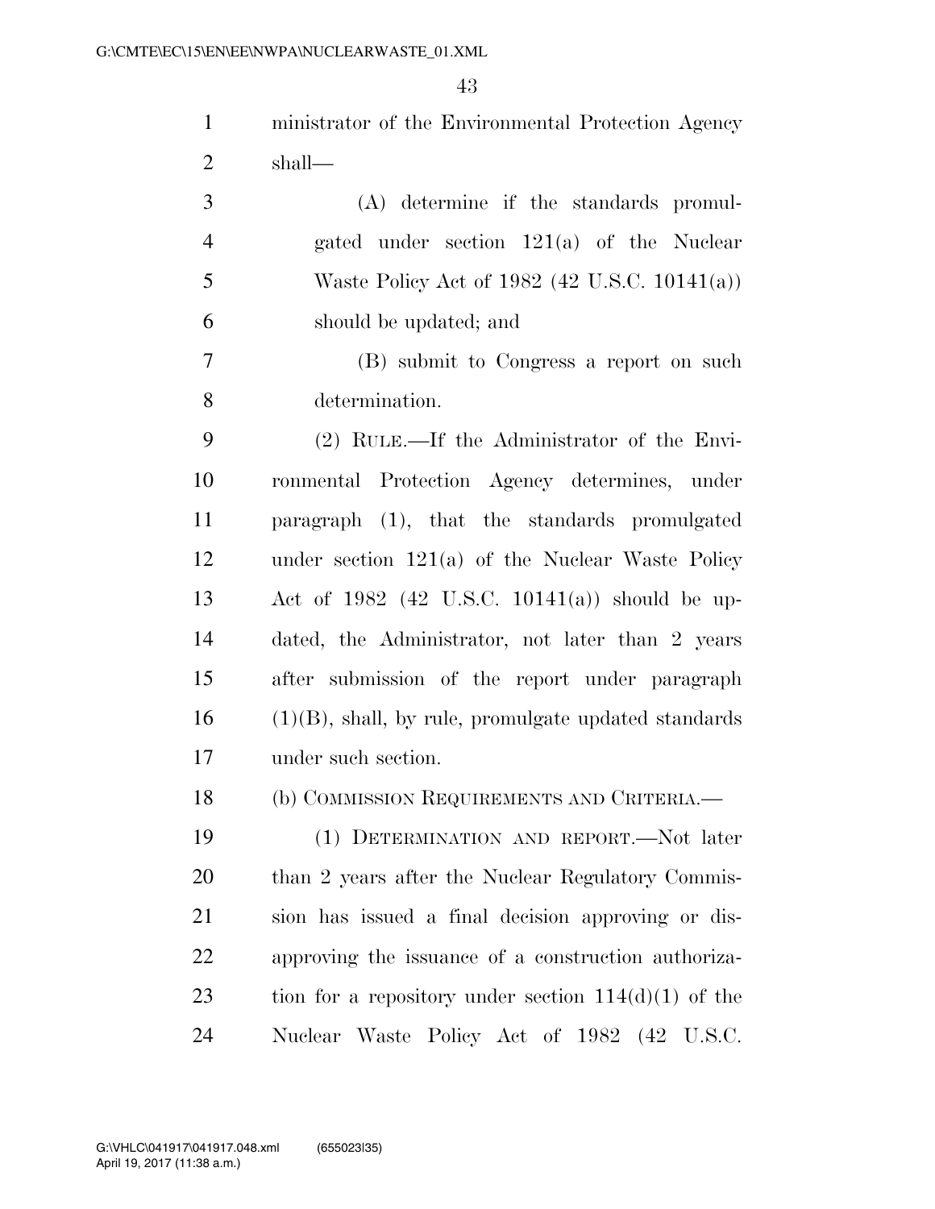ministrator of the Environmental Protection Agency shall—

(A) determine if the standards promulgated under section 121(a) of the Nuclear Waste Policy Act of 1982 (42 U.S.C. 10141(a)) should be updated; and

(B) submit to Congress a report on such determination.

(2) RULE.—If the Administrator of the Environmental Protection Agency determines, under paragraph (1), that the standards promulgated under section 121(a) of the Nuclear Waste Policy Act of 1982 (42 U.S.C. 10141(a)) should be updated, the Administrator, not later than 2 years after submission of the report under paragraph (1)(B), shall, by rule, promulgate updated standards under such section.

(b) COMMISSION REQUIREMENTS AND CRITERIA.—

(1) DETERMINATION AND REPORT.—Not later than 2 years after the Nuclear Regulatory Commission has issued a final decision approving or disapproving the issuance of a construction authorization for a repository under section 114(d)(1) of the Nuclear Waste Policy Act of 1982 (42 U.S.C.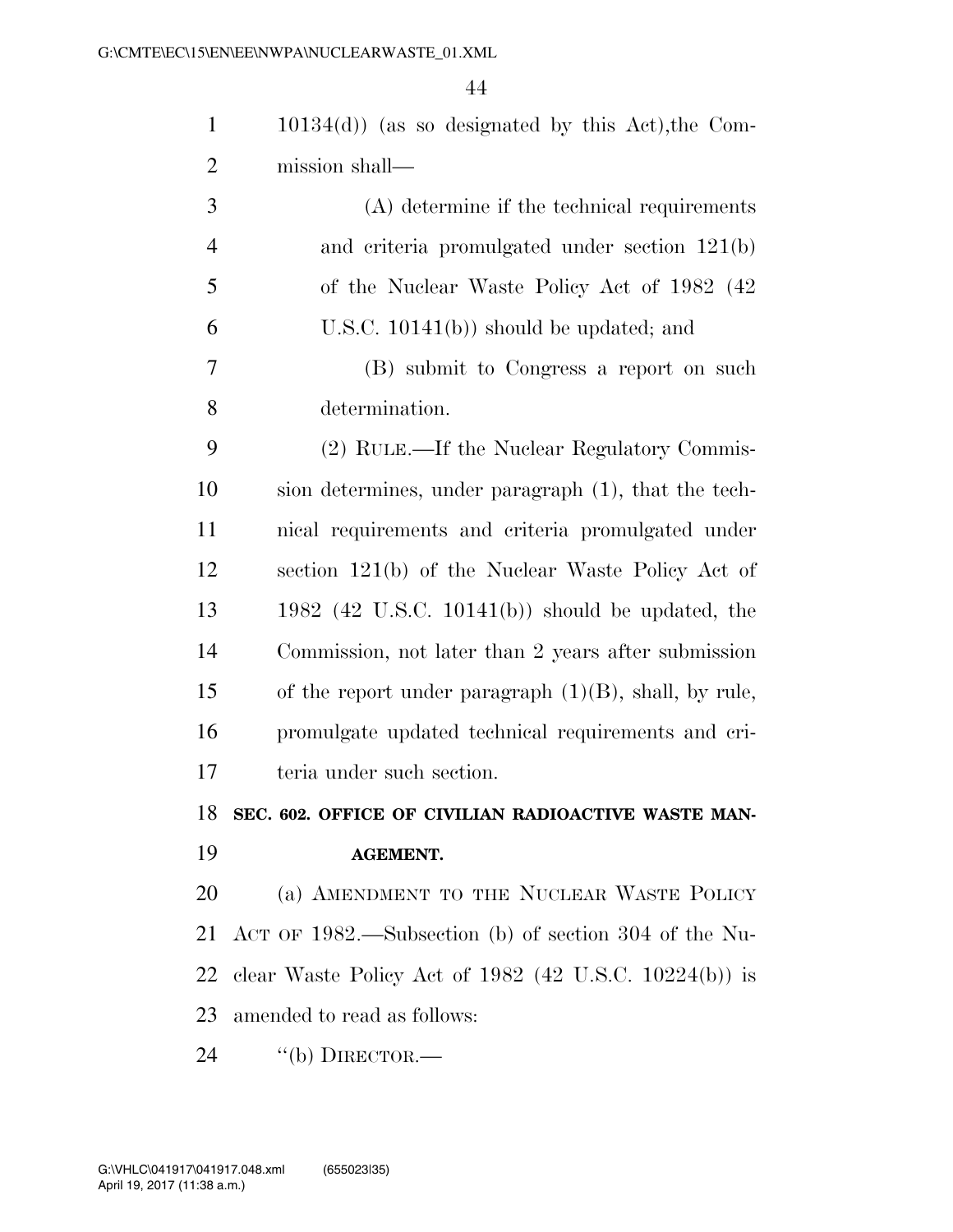10134(d)) (as so designated by this Act),the Commission shall—

(A) determine if the technical requirements and criteria promulgated under section 121(b) of the Nuclear Waste Policy Act of 1982 (42 U.S.C. 10141(b)) should be updated; and

(B) submit to Congress a report on such determination.

(2) RULE.—If the Nuclear Regulatory Commission determines, under paragraph (1), that the technical requirements and criteria promulgated under section 121(b) of the Nuclear Waste Policy Act of 1982 (42 U.S.C. 10141(b)) should be updated, the Commission, not later than 2 years after submission of the report under paragraph (1)(B), shall, by rule, promulgate updated technical requirements and criteria under such section.

**SEC. 602. OFFICE OF CIVILIAN RADIOACTIVE WASTE MANAGEMENT.**

(a) AMENDMENT TO THE NUCLEAR WASTE POLICY ACT OF 1982.—Subsection (b) of section 304 of the Nuclear Waste Policy Act of 1982 (42 U.S.C. 10224(b)) is amended to read as follows:

''(b) DIRECTOR.—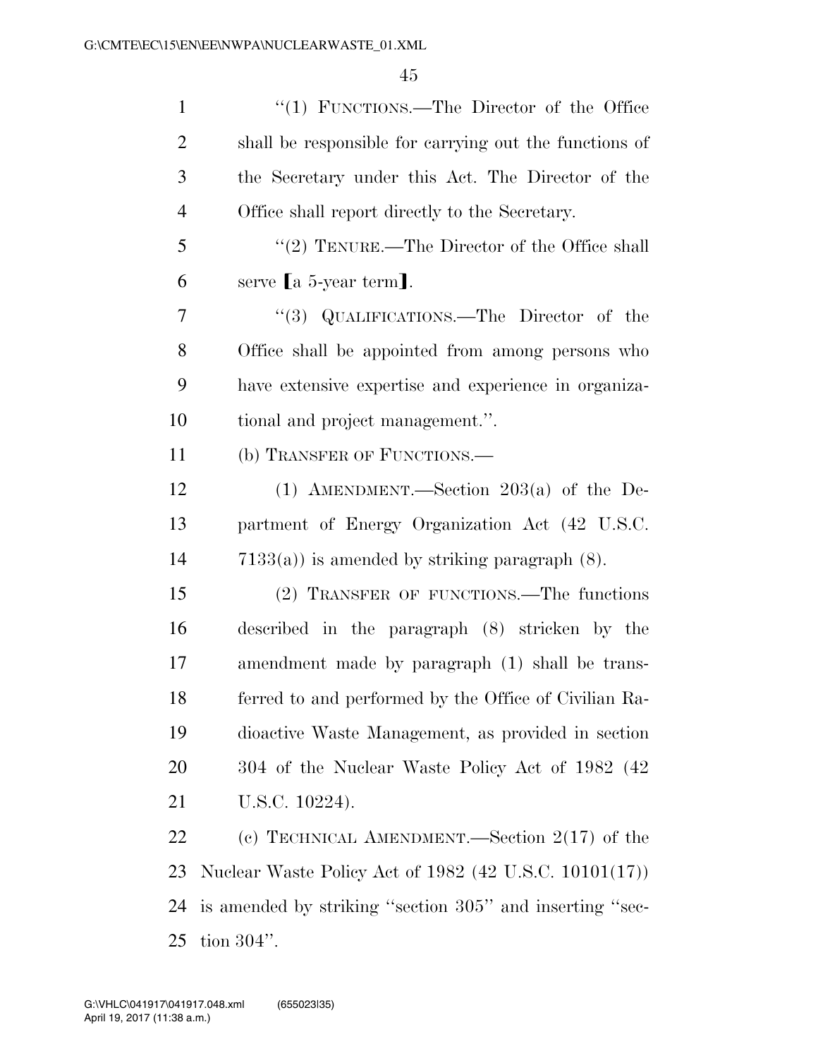"(1) FUNCTIONS.—The Director of the Office shall be responsible for carrying out the functions of the Secretary under this Act. The Director of the Office shall report directly to the Secretary.

"(2) TENURE.—The Director of the Office shall serve ⟦a 5-year term⟧.

"(3) QUALIFICATIONS.—The Director of the Office shall be appointed from among persons who have extensive expertise and experience in organizational and project management.".

(b) TRANSFER OF FUNCTIONS.—

(1) AMENDMENT.—Section 203(a) of the Department of Energy Organization Act (42 U.S.C. 7133(a)) is amended by striking paragraph (8).

(2) TRANSFER OF FUNCTIONS.—The functions described in the paragraph (8) stricken by the amendment made by paragraph (1) shall be transferred to and performed by the Office of Civilian Radioactive Waste Management, as provided in section 304 of the Nuclear Waste Policy Act of 1982 (42 U.S.C. 10224).

(c) TECHNICAL AMENDMENT.—Section 2(17) of the Nuclear Waste Policy Act of 1982 (42 U.S.C. 10101(17)) is amended by striking "section 305" and inserting "section 304".